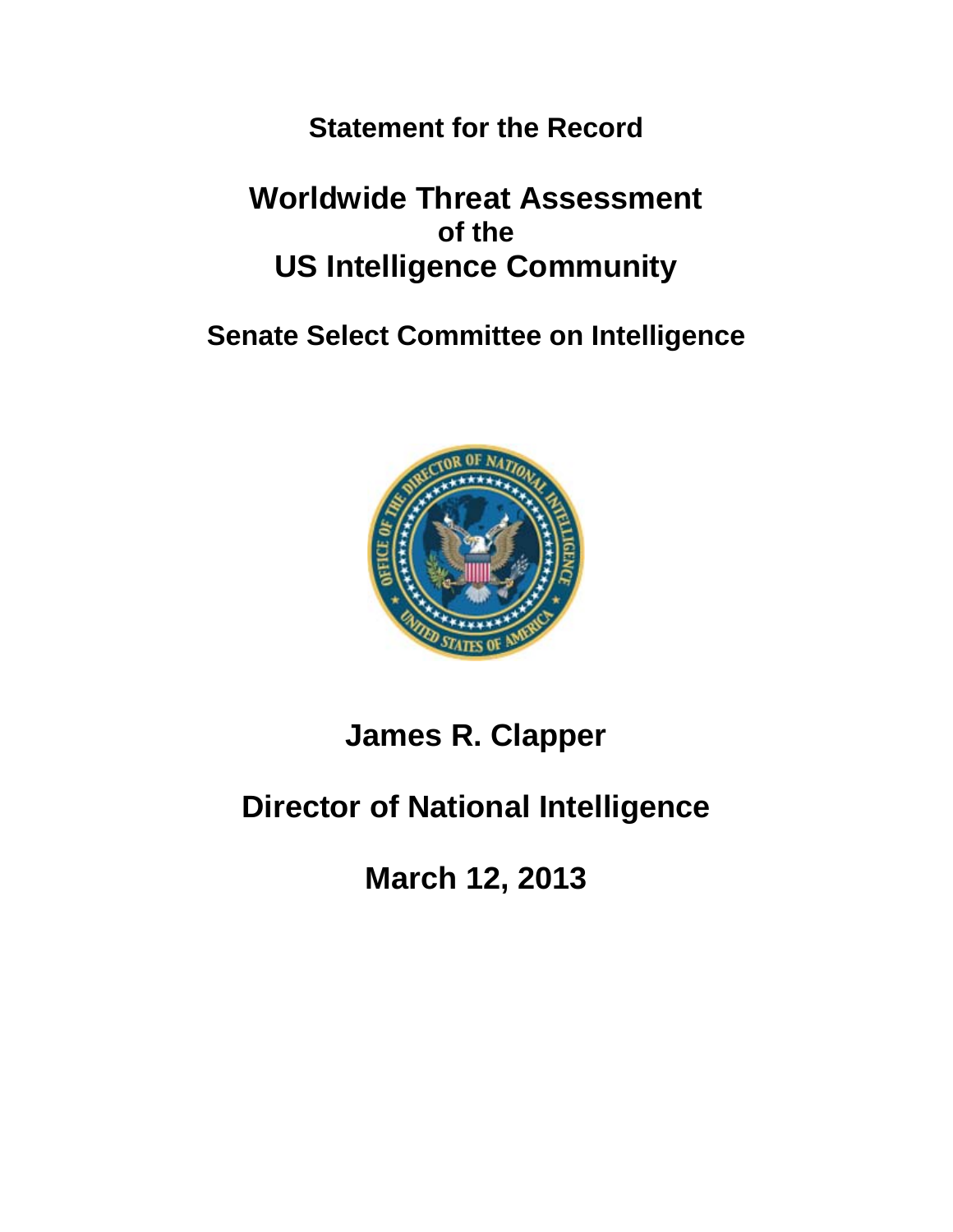**Statement for the Record**

# Worldwide Threat Assessment
## of the
# US Intelligence Community

## Senate Select Committee on Intelligence

## James R. Clapper

## Director of National Intelligence

## March 12, 2013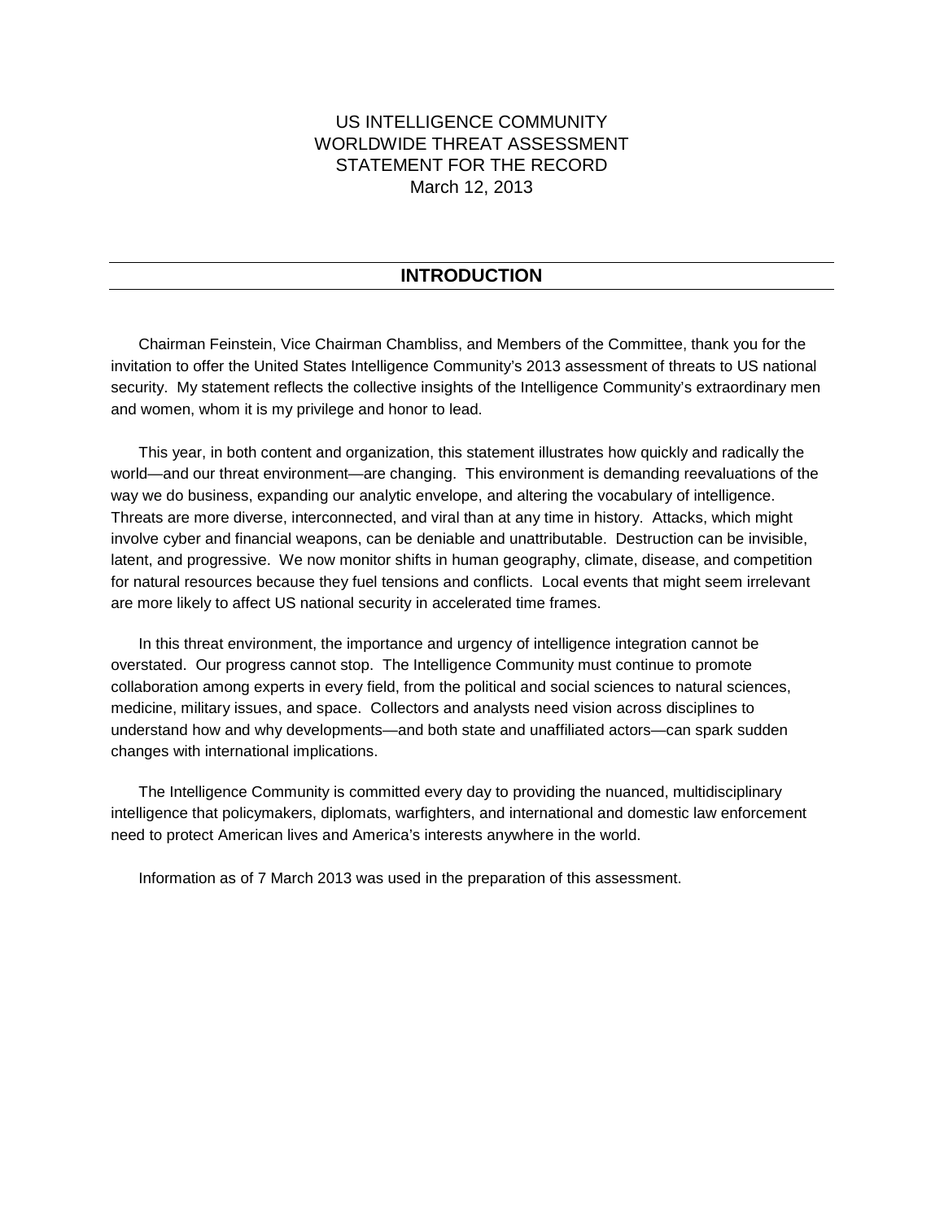US INTELLIGENCE COMMUNITY
WORLDWIDE THREAT ASSESSMENT
STATEMENT FOR THE RECORD
March 12, 2013

## INTRODUCTION

Chairman Feinstein, Vice Chairman Chambliss, and Members of the Committee, thank you for the invitation to offer the United States Intelligence Community's 2013 assessment of threats to US national security. My statement reflects the collective insights of the Intelligence Community's extraordinary men and women, whom it is my privilege and honor to lead.

This year, in both content and organization, this statement illustrates how quickly and radically the world—and our threat environment—are changing. This environment is demanding reevaluations of the way we do business, expanding our analytic envelope, and altering the vocabulary of intelligence. Threats are more diverse, interconnected, and viral than at any time in history. Attacks, which might involve cyber and financial weapons, can be deniable and unattributable. Destruction can be invisible, latent, and progressive. We now monitor shifts in human geography, climate, disease, and competition for natural resources because they fuel tensions and conflicts. Local events that might seem irrelevant are more likely to affect US national security in accelerated time frames.

In this threat environment, the importance and urgency of intelligence integration cannot be overstated. Our progress cannot stop. The Intelligence Community must continue to promote collaboration among experts in every field, from the political and social sciences to natural sciences, medicine, military issues, and space. Collectors and analysts need vision across disciplines to understand how and why developments—and both state and unaffiliated actors—can spark sudden changes with international implications.

The Intelligence Community is committed every day to providing the nuanced, multidisciplinary intelligence that policymakers, diplomats, warfighters, and international and domestic law enforcement need to protect American lives and America's interests anywhere in the world.

Information as of 7 March 2013 was used in the preparation of this assessment.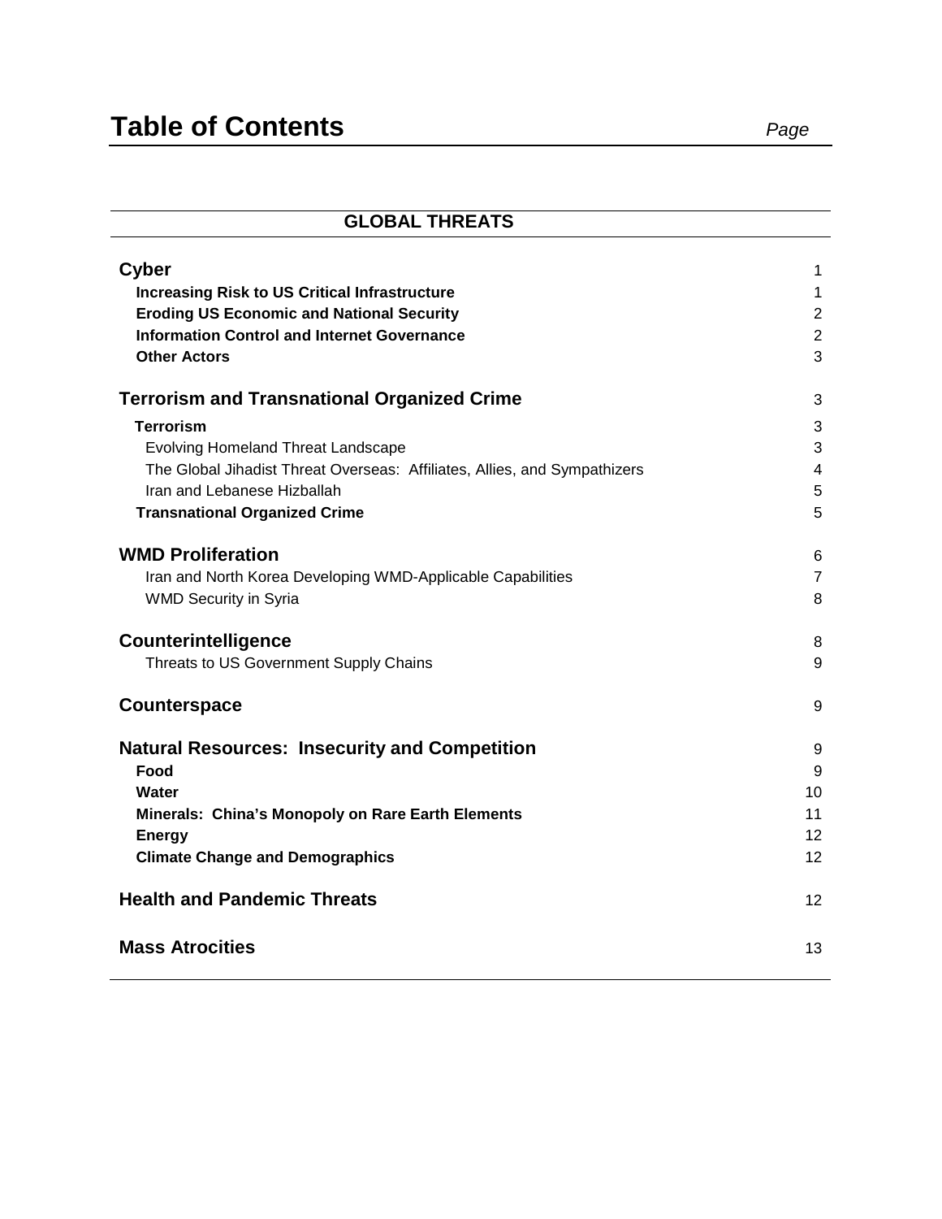# Table of Contents

*Page*

| GLOBAL THREATS | |
|---|---|
| **Cyber** | 1 |
| **Increasing Risk to US Critical Infrastructure** | 1 |
| **Eroding US Economic and National Security** | 2 |
| **Information Control and Internet Governance** | 2 |
| **Other Actors** | 3 |
| **Terrorism and Transnational Organized Crime** | 3 |
| **Terrorism** | 3 |
| Evolving Homeland Threat Landscape | 3 |
| The Global Jihadist Threat Overseas: Affiliates, Allies, and Sympathizers | 4 |
| Iran and Lebanese Hizballah | 5 |
| **Transnational Organized Crime** | 5 |
| **WMD Proliferation** | 6 |
| Iran and North Korea Developing WMD-Applicable Capabilities | 7 |
| WMD Security in Syria | 8 |
| **Counterintelligence** | 8 |
| Threats to US Government Supply Chains | 9 |
| **Counterspace** | 9 |
| **Natural Resources: Insecurity and Competition** | 9 |
| **Food** | 9 |
| **Water** | 10 |
| **Minerals: China's Monopoly on Rare Earth Elements** | 11 |
| **Energy** | 12 |
| **Climate Change and Demographics** | 12 |
| **Health and Pandemic Threats** | 12 |
| **Mass Atrocities** | 13 |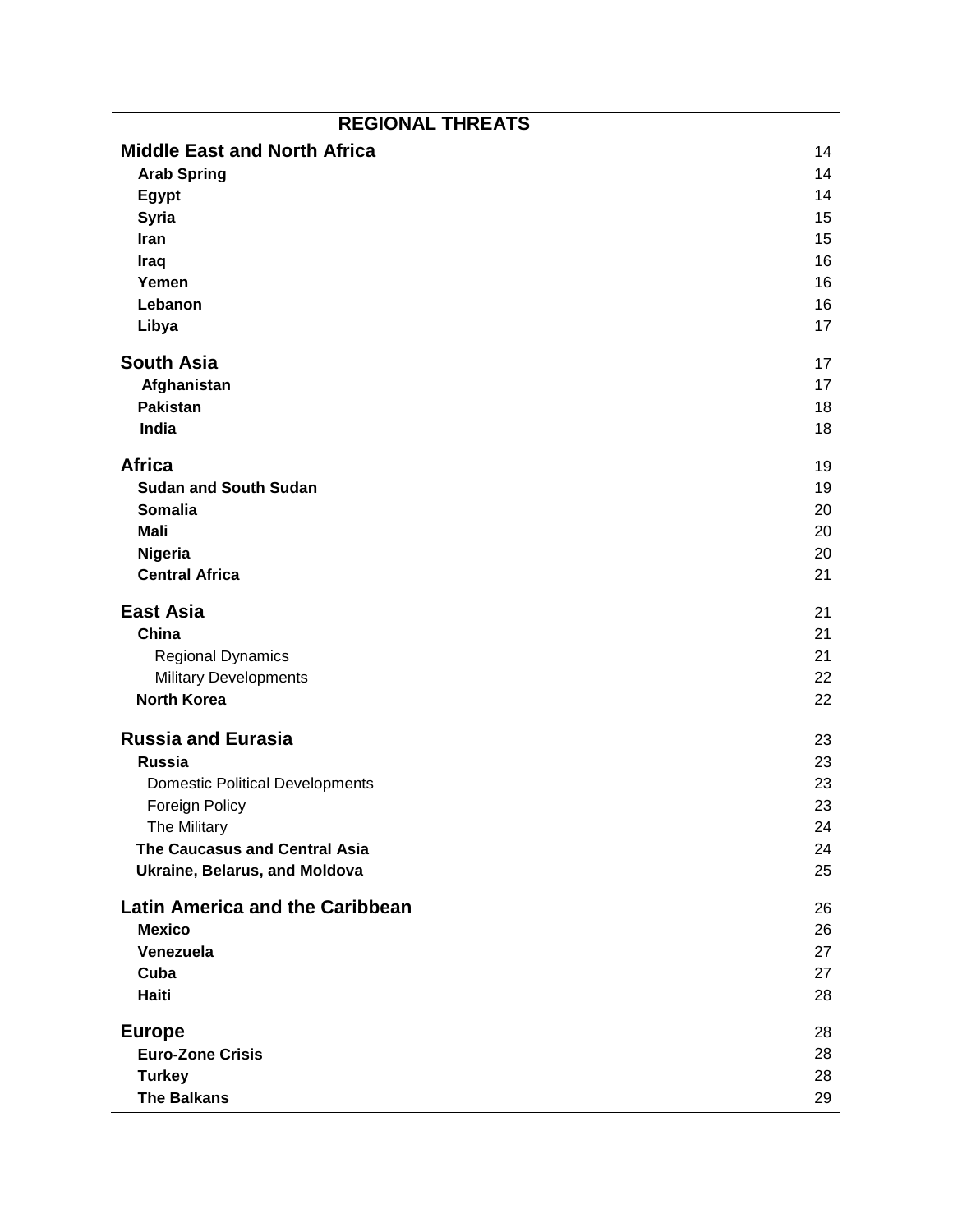| REGIONAL THREATS | |
|---|---|
| **Middle East and North Africa** | 14 |
| **Arab Spring** | 14 |
| **Egypt** | 14 |
| **Syria** | 15 |
| **Iran** | 15 |
| **Iraq** | 16 |
| **Yemen** | 16 |
| **Lebanon** | 16 |
| **Libya** | 17 |
| **South Asia** | 17 |
| **Afghanistan** | 17 |
| **Pakistan** | 18 |
| **India** | 18 |
| **Africa** | 19 |
| **Sudan and South Sudan** | 19 |
| **Somalia** | 20 |
| **Mali** | 20 |
| **Nigeria** | 20 |
| **Central Africa** | 21 |
| **East Asia** | 21 |
| **China** | 21 |
| Regional Dynamics | 21 |
| Military Developments | 22 |
| **North Korea** | 22 |
| **Russia and Eurasia** | 23 |
| **Russia** | 23 |
| Domestic Political Developments | 23 |
| Foreign Policy | 23 |
| The Military | 24 |
| **The Caucasus and Central Asia** | 24 |
| **Ukraine, Belarus, and Moldova** | 25 |
| **Latin America and the Caribbean** | 26 |
| **Mexico** | 26 |
| **Venezuela** | 27 |
| **Cuba** | 27 |
| **Haiti** | 28 |
| **Europe** | 28 |
| **Euro-Zone Crisis** | 28 |
| **Turkey** | 28 |
| **The Balkans** | 29 |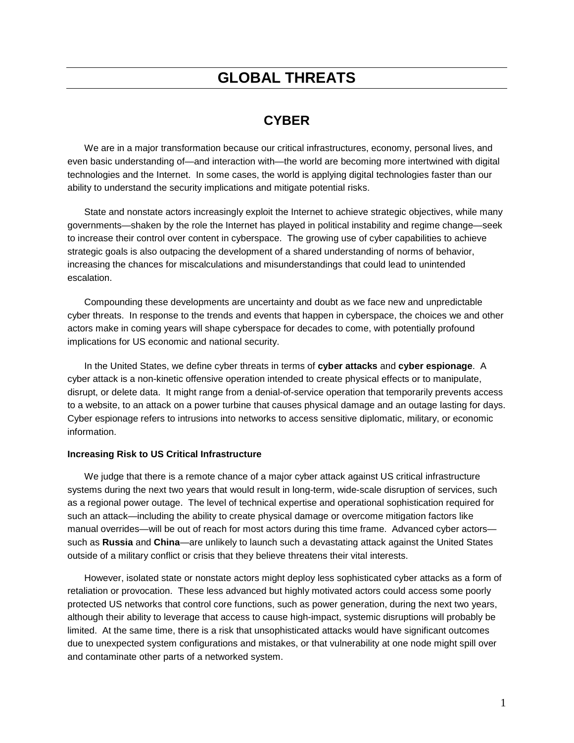# GLOBAL THREATS

## CYBER

We are in a major transformation because our critical infrastructures, economy, personal lives, and even basic understanding of—and interaction with—the world are becoming more intertwined with digital technologies and the Internet. In some cases, the world is applying digital technologies faster than our ability to understand the security implications and mitigate potential risks.

State and nonstate actors increasingly exploit the Internet to achieve strategic objectives, while many governments—shaken by the role the Internet has played in political instability and regime change—seek to increase their control over content in cyberspace. The growing use of cyber capabilities to achieve strategic goals is also outpacing the development of a shared understanding of norms of behavior, increasing the chances for miscalculations and misunderstandings that could lead to unintended escalation.

Compounding these developments are uncertainty and doubt as we face new and unpredictable cyber threats. In response to the trends and events that happen in cyberspace, the choices we and other actors make in coming years will shape cyberspace for decades to come, with potentially profound implications for US economic and national security.

In the United States, we define cyber threats in terms of **cyber attacks** and **cyber espionage**. A cyber attack is a non-kinetic offensive operation intended to create physical effects or to manipulate, disrupt, or delete data. It might range from a denial-of-service operation that temporarily prevents access to a website, to an attack on a power turbine that causes physical damage and an outage lasting for days. Cyber espionage refers to intrusions into networks to access sensitive diplomatic, military, or economic information.

### Increasing Risk to US Critical Infrastructure

We judge that there is a remote chance of a major cyber attack against US critical infrastructure systems during the next two years that would result in long-term, wide-scale disruption of services, such as a regional power outage. The level of technical expertise and operational sophistication required for such an attack—including the ability to create physical damage or overcome mitigation factors like manual overrides—will be out of reach for most actors during this time frame. Advanced cyber actors—such as **Russia** and **China**—are unlikely to launch such a devastating attack against the United States outside of a military conflict or crisis that they believe threatens their vital interests.

However, isolated state or nonstate actors might deploy less sophisticated cyber attacks as a form of retaliation or provocation. These less advanced but highly motivated actors could access some poorly protected US networks that control core functions, such as power generation, during the next two years, although their ability to leverage that access to cause high-impact, systemic disruptions will probably be limited. At the same time, there is a risk that unsophisticated attacks would have significant outcomes due to unexpected system configurations and mistakes, or that vulnerability at one node might spill over and contaminate other parts of a networked system.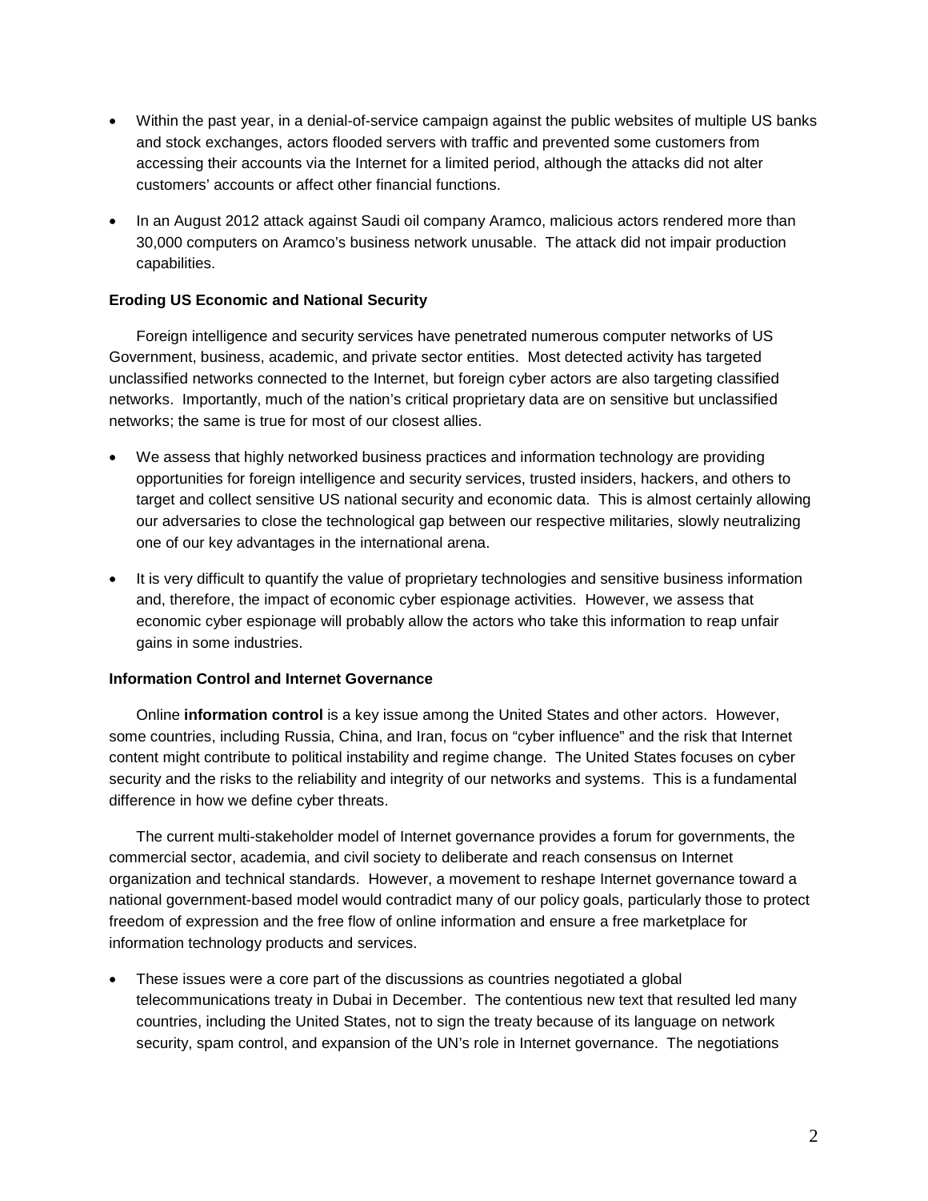- Within the past year, in a denial-of-service campaign against the public websites of multiple US banks and stock exchanges, actors flooded servers with traffic and prevented some customers from accessing their accounts via the Internet for a limited period, although the attacks did not alter customers' accounts or affect other financial functions.
- In an August 2012 attack against Saudi oil company Aramco, malicious actors rendered more than 30,000 computers on Aramco's business network unusable. The attack did not impair production capabilities.

**Eroding US Economic and National Security**

Foreign intelligence and security services have penetrated numerous computer networks of US Government, business, academic, and private sector entities. Most detected activity has targeted unclassified networks connected to the Internet, but foreign cyber actors are also targeting classified networks. Importantly, much of the nation's critical proprietary data are on sensitive but unclassified networks; the same is true for most of our closest allies.

- We assess that highly networked business practices and information technology are providing opportunities for foreign intelligence and security services, trusted insiders, hackers, and others to target and collect sensitive US national security and economic data. This is almost certainly allowing our adversaries to close the technological gap between our respective militaries, slowly neutralizing one of our key advantages in the international arena.
- It is very difficult to quantify the value of proprietary technologies and sensitive business information and, therefore, the impact of economic cyber espionage activities. However, we assess that economic cyber espionage will probably allow the actors who take this information to reap unfair gains in some industries.

**Information Control and Internet Governance**

Online **information control** is a key issue among the United States and other actors. However, some countries, including Russia, China, and Iran, focus on "cyber influence" and the risk that Internet content might contribute to political instability and regime change. The United States focuses on cyber security and the risks to the reliability and integrity of our networks and systems. This is a fundamental difference in how we define cyber threats.

The current multi-stakeholder model of Internet governance provides a forum for governments, the commercial sector, academia, and civil society to deliberate and reach consensus on Internet organization and technical standards. However, a movement to reshape Internet governance toward a national government-based model would contradict many of our policy goals, particularly those to protect freedom of expression and the free flow of online information and ensure a free marketplace for information technology products and services.

- These issues were a core part of the discussions as countries negotiated a global telecommunications treaty in Dubai in December. The contentious new text that resulted led many countries, including the United States, not to sign the treaty because of its language on network security, spam control, and expansion of the UN's role in Internet governance. The negotiations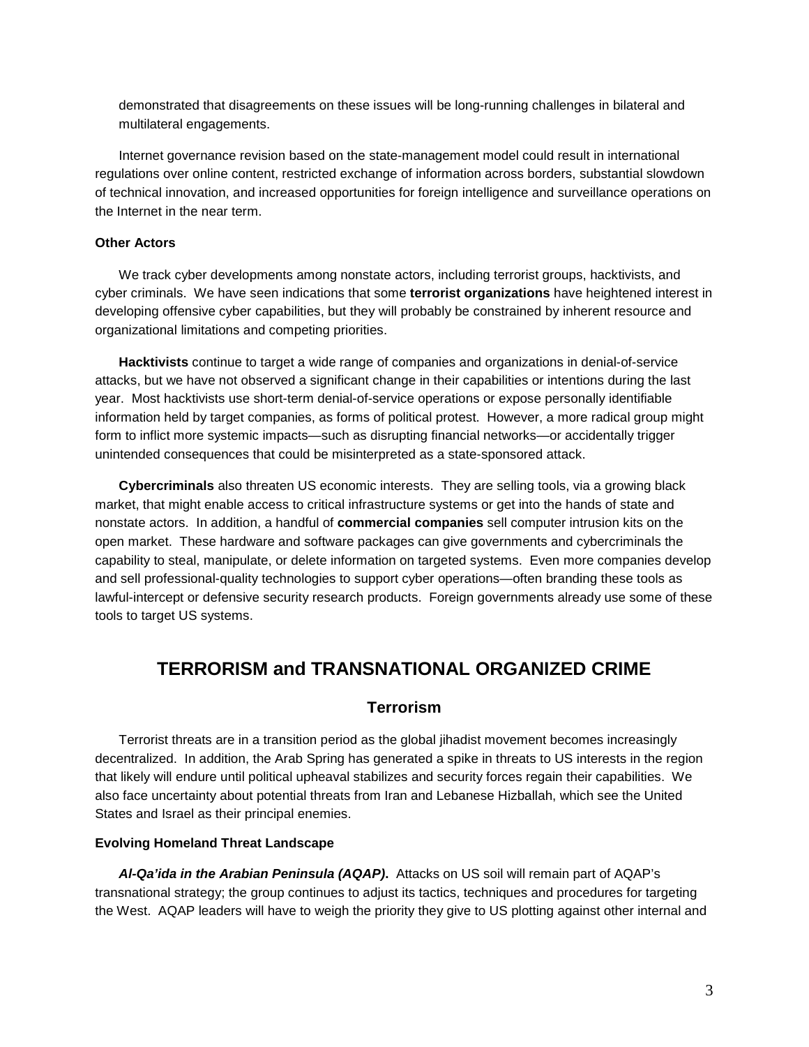demonstrated that disagreements on these issues will be long-running challenges in bilateral and multilateral engagements.

Internet governance revision based on the state-management model could result in international regulations over online content, restricted exchange of information across borders, substantial slowdown of technical innovation, and increased opportunities for foreign intelligence and surveillance operations on the Internet in the near term.

**Other Actors**

We track cyber developments among nonstate actors, including terrorist groups, hacktivists, and cyber criminals. We have seen indications that some **terrorist organizations** have heightened interest in developing offensive cyber capabilities, but they will probably be constrained by inherent resource and organizational limitations and competing priorities.

**Hacktivists** continue to target a wide range of companies and organizations in denial-of-service attacks, but we have not observed a significant change in their capabilities or intentions during the last year. Most hacktivists use short-term denial-of-service operations or expose personally identifiable information held by target companies, as forms of political protest. However, a more radical group might form to inflict more systemic impacts—such as disrupting financial networks—or accidentally trigger unintended consequences that could be misinterpreted as a state-sponsored attack.

**Cybercriminals** also threaten US economic interests. They are selling tools, via a growing black market, that might enable access to critical infrastructure systems or get into the hands of state and nonstate actors. In addition, a handful of **commercial companies** sell computer intrusion kits on the open market. These hardware and software packages can give governments and cybercriminals the capability to steal, manipulate, or delete information on targeted systems. Even more companies develop and sell professional-quality technologies to support cyber operations—often branding these tools as lawful-intercept or defensive security research products. Foreign governments already use some of these tools to target US systems.

## TERRORISM and TRANSNATIONAL ORGANIZED CRIME

### Terrorism

Terrorist threats are in a transition period as the global jihadist movement becomes increasingly decentralized. In addition, the Arab Spring has generated a spike in threats to US interests in the region that likely will endure until political upheaval stabilizes and security forces regain their capabilities. We also face uncertainty about potential threats from Iran and Lebanese Hizballah, which see the United States and Israel as their principal enemies.

**Evolving Homeland Threat Landscape**

***Al-Qa'ida in the Arabian Peninsula (AQAP).*** Attacks on US soil will remain part of AQAP's transnational strategy; the group continues to adjust its tactics, techniques and procedures for targeting the West. AQAP leaders will have to weigh the priority they give to US plotting against other internal and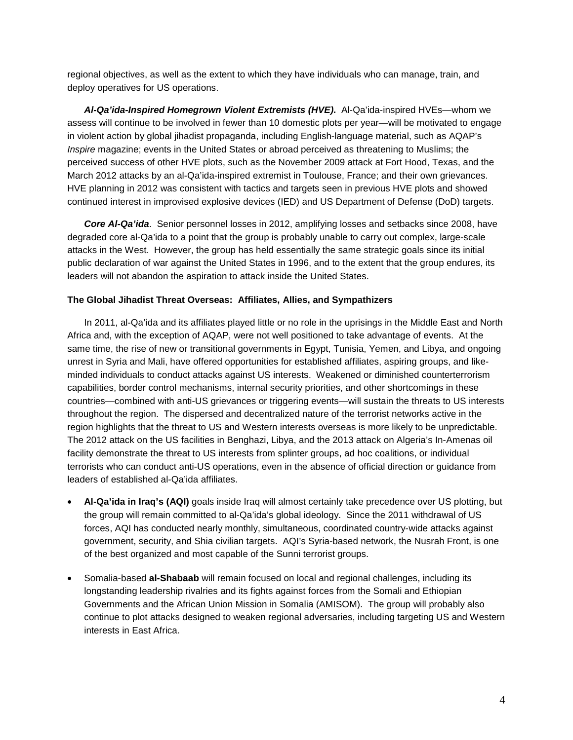regional objectives, as well as the extent to which they have individuals who can manage, train, and deploy operatives for US operations.

***Al-Qa'ida-Inspired Homegrown Violent Extremists (HVE).*** Al-Qa'ida-inspired HVEs—whom we assess will continue to be involved in fewer than 10 domestic plots per year—will be motivated to engage in violent action by global jihadist propaganda, including English-language material, such as AQAP's *Inspire* magazine; events in the United States or abroad perceived as threatening to Muslims; the perceived success of other HVE plots, such as the November 2009 attack at Fort Hood, Texas, and the March 2012 attacks by an al-Qa'ida-inspired extremist in Toulouse, France; and their own grievances. HVE planning in 2012 was consistent with tactics and targets seen in previous HVE plots and showed continued interest in improvised explosive devices (IED) and US Department of Defense (DoD) targets.

***Core Al-Qa'ida***. Senior personnel losses in 2012, amplifying losses and setbacks since 2008, have degraded core al-Qa'ida to a point that the group is probably unable to carry out complex, large-scale attacks in the West. However, the group has held essentially the same strategic goals since its initial public declaration of war against the United States in 1996, and to the extent that the group endures, its leaders will not abandon the aspiration to attack inside the United States.

**The Global Jihadist Threat Overseas: Affiliates, Allies, and Sympathizers**

In 2011, al-Qa'ida and its affiliates played little or no role in the uprisings in the Middle East and North Africa and, with the exception of AQAP, were not well positioned to take advantage of events. At the same time, the rise of new or transitional governments in Egypt, Tunisia, Yemen, and Libya, and ongoing unrest in Syria and Mali, have offered opportunities for established affiliates, aspiring groups, and like-minded individuals to conduct attacks against US interests. Weakened or diminished counterterrorism capabilities, border control mechanisms, internal security priorities, and other shortcomings in these countries—combined with anti-US grievances or triggering events—will sustain the threats to US interests throughout the region. The dispersed and decentralized nature of the terrorist networks active in the region highlights that the threat to US and Western interests overseas is more likely to be unpredictable. The 2012 attack on the US facilities in Benghazi, Libya, and the 2013 attack on Algeria's In-Amenas oil facility demonstrate the threat to US interests from splinter groups, ad hoc coalitions, or individual terrorists who can conduct anti-US operations, even in the absence of official direction or guidance from leaders of established al-Qa'ida affiliates.

- **Al-Qa'ida in Iraq's (AQI)** goals inside Iraq will almost certainly take precedence over US plotting, but the group will remain committed to al-Qa'ida's global ideology. Since the 2011 withdrawal of US forces, AQI has conducted nearly monthly, simultaneous, coordinated country-wide attacks against government, security, and Shia civilian targets. AQI's Syria-based network, the Nusrah Front, is one of the best organized and most capable of the Sunni terrorist groups.

- Somalia-based **al-Shabaab** will remain focused on local and regional challenges, including its longstanding leadership rivalries and its fights against forces from the Somali and Ethiopian Governments and the African Union Mission in Somalia (AMISOM). The group will probably also continue to plot attacks designed to weaken regional adversaries, including targeting US and Western interests in East Africa.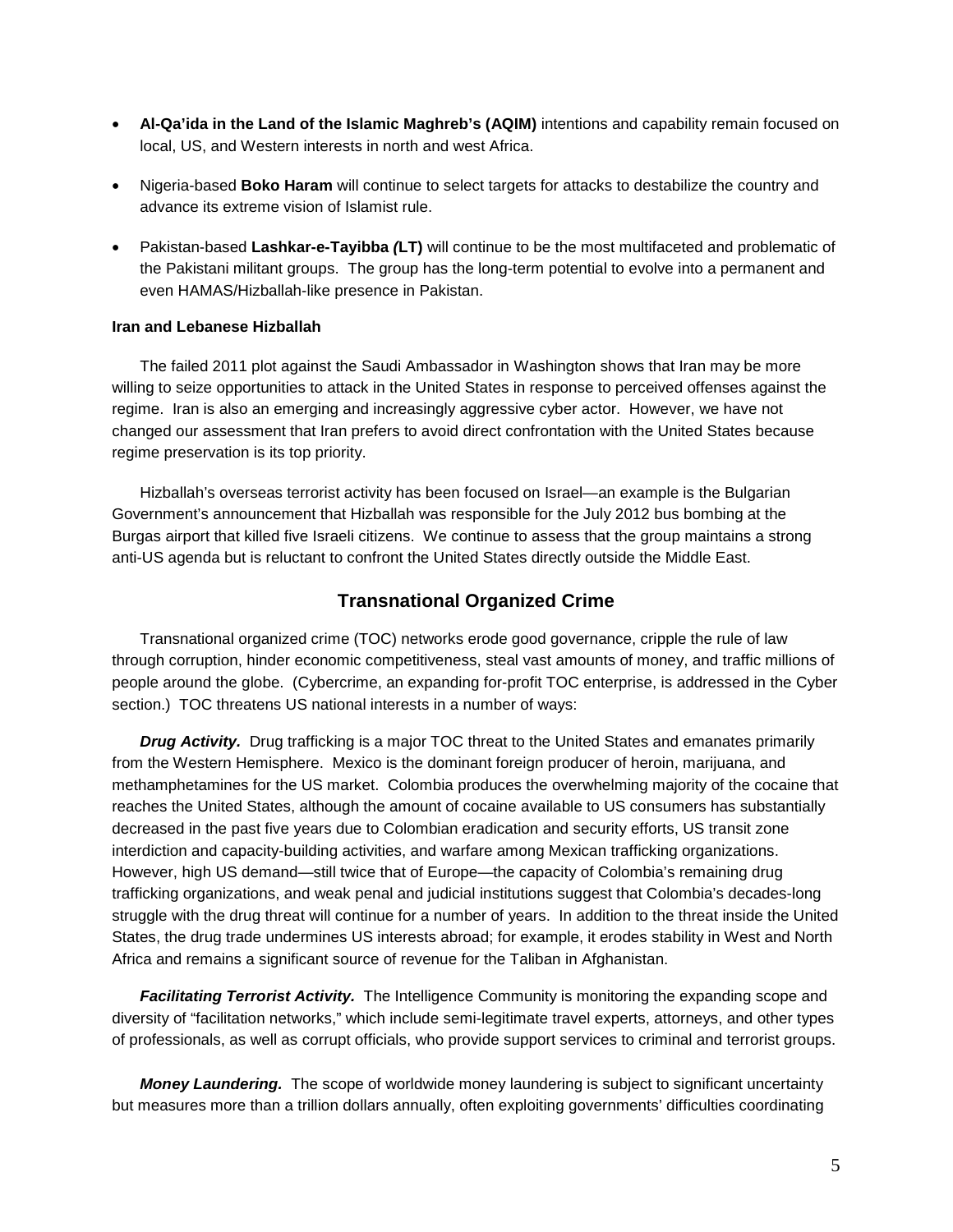- **Al-Qa'ida in the Land of the Islamic Maghreb's (AQIM)** intentions and capability remain focused on local, US, and Western interests in north and west Africa.
- Nigeria-based **Boko Haram** will continue to select targets for attacks to destabilize the country and advance its extreme vision of Islamist rule.
- Pakistan-based **Lashkar-e-Tayibba** ***(*****LT)** will continue to be the most multifaceted and problematic of the Pakistani militant groups. The group has the long-term potential to evolve into a permanent and even HAMAS/Hizballah-like presence in Pakistan.

**Iran and Lebanese Hizballah**

The failed 2011 plot against the Saudi Ambassador in Washington shows that Iran may be more willing to seize opportunities to attack in the United States in response to perceived offenses against the regime. Iran is also an emerging and increasingly aggressive cyber actor. However, we have not changed our assessment that Iran prefers to avoid direct confrontation with the United States because regime preservation is its top priority.

Hizballah's overseas terrorist activity has been focused on Israel—an example is the Bulgarian Government's announcement that Hizballah was responsible for the July 2012 bus bombing at the Burgas airport that killed five Israeli citizens. We continue to assess that the group maintains a strong anti-US agenda but is reluctant to confront the United States directly outside the Middle East.

## Transnational Organized Crime

Transnational organized crime (TOC) networks erode good governance, cripple the rule of law through corruption, hinder economic competitiveness, steal vast amounts of money, and traffic millions of people around the globe. (Cybercrime, an expanding for-profit TOC enterprise, is addressed in the Cyber section.) TOC threatens US national interests in a number of ways:

***Drug Activity.*** Drug trafficking is a major TOC threat to the United States and emanates primarily from the Western Hemisphere. Mexico is the dominant foreign producer of heroin, marijuana, and methamphetamines for the US market. Colombia produces the overwhelming majority of the cocaine that reaches the United States, although the amount of cocaine available to US consumers has substantially decreased in the past five years due to Colombian eradication and security efforts, US transit zone interdiction and capacity-building activities, and warfare among Mexican trafficking organizations. However, high US demand—still twice that of Europe—the capacity of Colombia's remaining drug trafficking organizations, and weak penal and judicial institutions suggest that Colombia's decades-long struggle with the drug threat will continue for a number of years. In addition to the threat inside the United States, the drug trade undermines US interests abroad; for example, it erodes stability in West and North Africa and remains a significant source of revenue for the Taliban in Afghanistan.

***Facilitating Terrorist Activity.*** The Intelligence Community is monitoring the expanding scope and diversity of "facilitation networks," which include semi-legitimate travel experts, attorneys, and other types of professionals, as well as corrupt officials, who provide support services to criminal and terrorist groups.

***Money Laundering.*** The scope of worldwide money laundering is subject to significant uncertainty but measures more than a trillion dollars annually, often exploiting governments' difficulties coordinating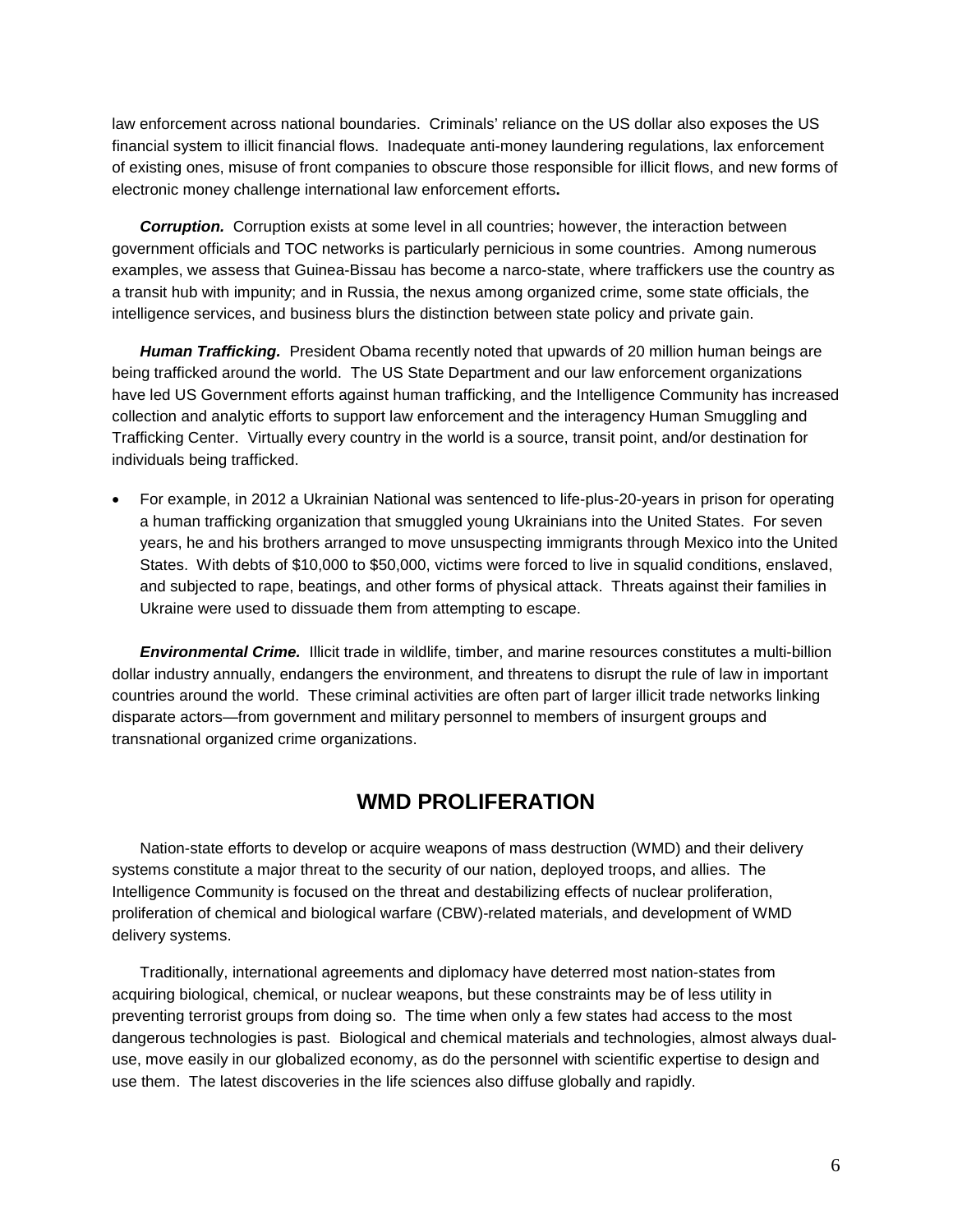law enforcement across national boundaries. Criminals' reliance on the US dollar also exposes the US financial system to illicit financial flows. Inadequate anti-money laundering regulations, lax enforcement of existing ones, misuse of front companies to obscure those responsible for illicit flows, and new forms of electronic money challenge international law enforcement efforts**.**

***Corruption.*** Corruption exists at some level in all countries; however, the interaction between government officials and TOC networks is particularly pernicious in some countries. Among numerous examples, we assess that Guinea-Bissau has become a narco-state, where traffickers use the country as a transit hub with impunity; and in Russia, the nexus among organized crime, some state officials, the intelligence services, and business blurs the distinction between state policy and private gain.

***Human Trafficking.*** President Obama recently noted that upwards of 20 million human beings are being trafficked around the world. The US State Department and our law enforcement organizations have led US Government efforts against human trafficking, and the Intelligence Community has increased collection and analytic efforts to support law enforcement and the interagency Human Smuggling and Trafficking Center. Virtually every country in the world is a source, transit point, and/or destination for individuals being trafficked.

- For example, in 2012 a Ukrainian National was sentenced to life-plus-20-years in prison for operating a human trafficking organization that smuggled young Ukrainians into the United States. For seven years, he and his brothers arranged to move unsuspecting immigrants through Mexico into the United States. With debts of $10,000 to $50,000, victims were forced to live in squalid conditions, enslaved, and subjected to rape, beatings, and other forms of physical attack. Threats against their families in Ukraine were used to dissuade them from attempting to escape.

***Environmental Crime.*** Illicit trade in wildlife, timber, and marine resources constitutes a multi-billion dollar industry annually, endangers the environment, and threatens to disrupt the rule of law in important countries around the world. These criminal activities are often part of larger illicit trade networks linking disparate actors—from government and military personnel to members of insurgent groups and transnational organized crime organizations.

## WMD PROLIFERATION

Nation-state efforts to develop or acquire weapons of mass destruction (WMD) and their delivery systems constitute a major threat to the security of our nation, deployed troops, and allies. The Intelligence Community is focused on the threat and destabilizing effects of nuclear proliferation, proliferation of chemical and biological warfare (CBW)-related materials, and development of WMD delivery systems.

Traditionally, international agreements and diplomacy have deterred most nation-states from acquiring biological, chemical, or nuclear weapons, but these constraints may be of less utility in preventing terrorist groups from doing so. The time when only a few states had access to the most dangerous technologies is past. Biological and chemical materials and technologies, almost always dual-use, move easily in our globalized economy, as do the personnel with scientific expertise to design and use them. The latest discoveries in the life sciences also diffuse globally and rapidly.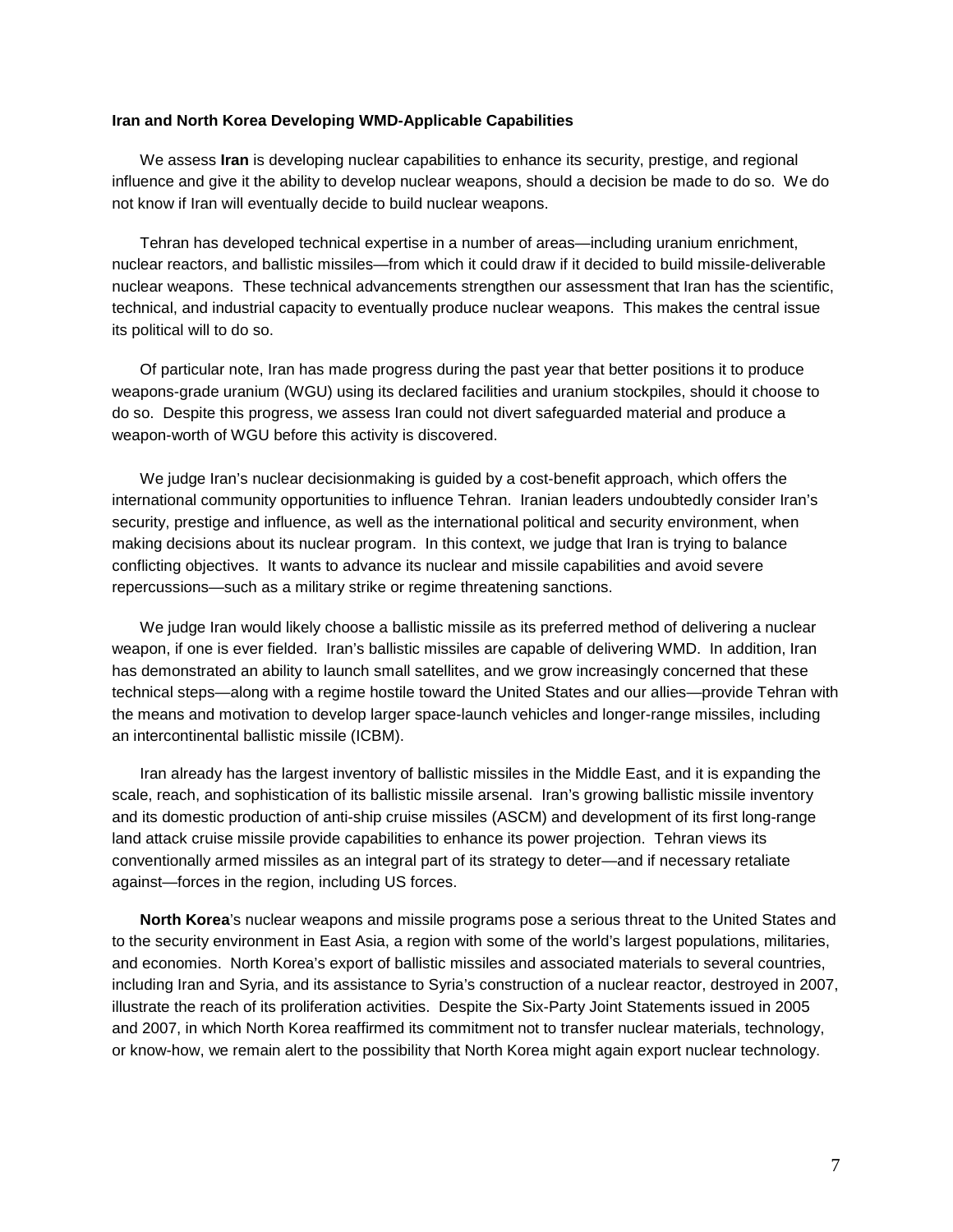### Iran and North Korea Developing WMD-Applicable Capabilities

We assess **Iran** is developing nuclear capabilities to enhance its security, prestige, and regional influence and give it the ability to develop nuclear weapons, should a decision be made to do so. We do not know if Iran will eventually decide to build nuclear weapons.

Tehran has developed technical expertise in a number of areas—including uranium enrichment, nuclear reactors, and ballistic missiles—from which it could draw if it decided to build missile-deliverable nuclear weapons. These technical advancements strengthen our assessment that Iran has the scientific, technical, and industrial capacity to eventually produce nuclear weapons. This makes the central issue its political will to do so.

Of particular note, Iran has made progress during the past year that better positions it to produce weapons-grade uranium (WGU) using its declared facilities and uranium stockpiles, should it choose to do so. Despite this progress, we assess Iran could not divert safeguarded material and produce a weapon-worth of WGU before this activity is discovered.

We judge Iran's nuclear decisionmaking is guided by a cost-benefit approach, which offers the international community opportunities to influence Tehran. Iranian leaders undoubtedly consider Iran's security, prestige and influence, as well as the international political and security environment, when making decisions about its nuclear program. In this context, we judge that Iran is trying to balance conflicting objectives. It wants to advance its nuclear and missile capabilities and avoid severe repercussions—such as a military strike or regime threatening sanctions.

We judge Iran would likely choose a ballistic missile as its preferred method of delivering a nuclear weapon, if one is ever fielded. Iran's ballistic missiles are capable of delivering WMD. In addition, Iran has demonstrated an ability to launch small satellites, and we grow increasingly concerned that these technical steps—along with a regime hostile toward the United States and our allies—provide Tehran with the means and motivation to develop larger space-launch vehicles and longer-range missiles, including an intercontinental ballistic missile (ICBM).

Iran already has the largest inventory of ballistic missiles in the Middle East, and it is expanding the scale, reach, and sophistication of its ballistic missile arsenal. Iran's growing ballistic missile inventory and its domestic production of anti-ship cruise missiles (ASCM) and development of its first long-range land attack cruise missile provide capabilities to enhance its power projection. Tehran views its conventionally armed missiles as an integral part of its strategy to deter—and if necessary retaliate against—forces in the region, including US forces.

**North Korea**'s nuclear weapons and missile programs pose a serious threat to the United States and to the security environment in East Asia, a region with some of the world's largest populations, militaries, and economies. North Korea's export of ballistic missiles and associated materials to several countries, including Iran and Syria, and its assistance to Syria's construction of a nuclear reactor, destroyed in 2007, illustrate the reach of its proliferation activities. Despite the Six-Party Joint Statements issued in 2005 and 2007, in which North Korea reaffirmed its commitment not to transfer nuclear materials, technology, or know-how, we remain alert to the possibility that North Korea might again export nuclear technology.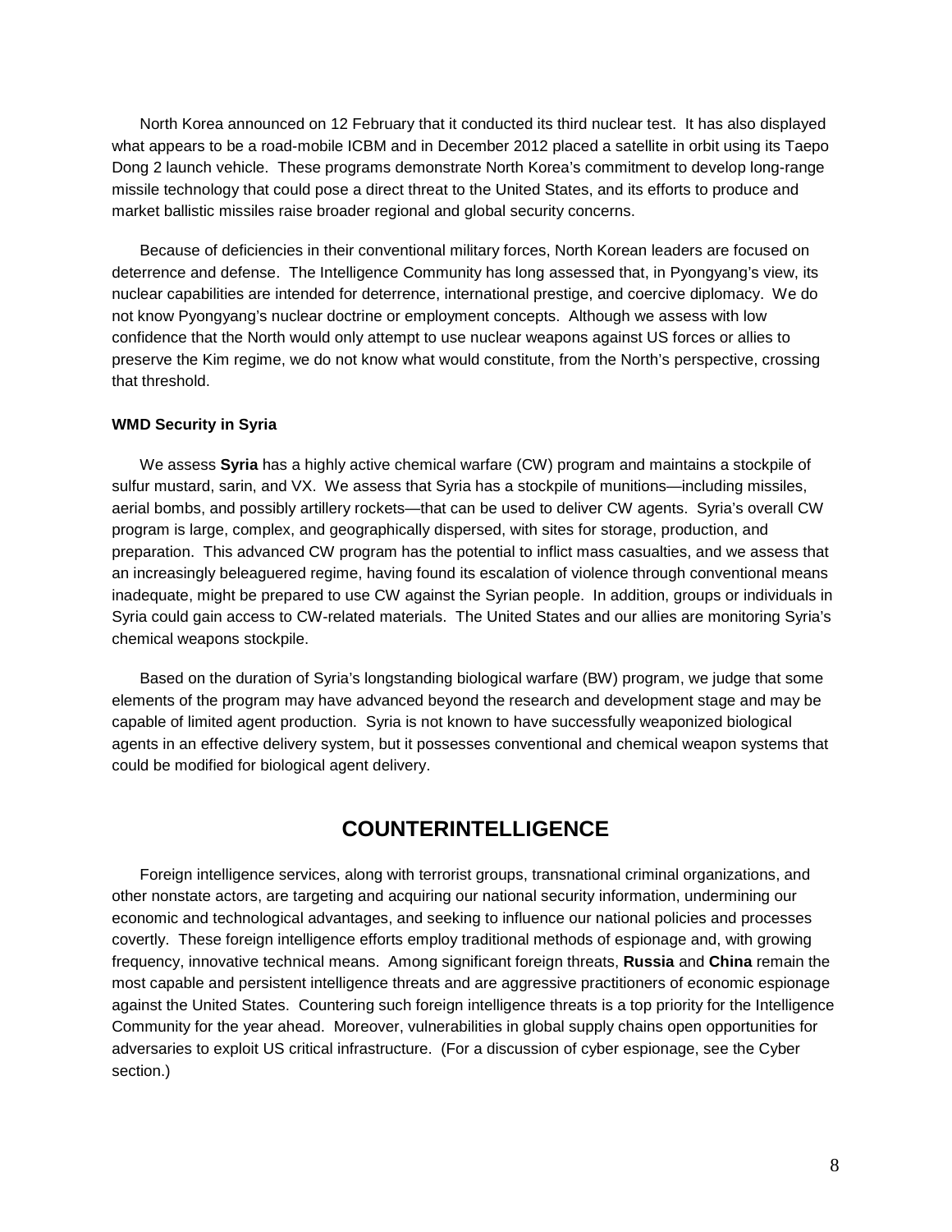North Korea announced on 12 February that it conducted its third nuclear test. It has also displayed what appears to be a road-mobile ICBM and in December 2012 placed a satellite in orbit using its Taepo Dong 2 launch vehicle. These programs demonstrate North Korea's commitment to develop long-range missile technology that could pose a direct threat to the United States, and its efforts to produce and market ballistic missiles raise broader regional and global security concerns.

Because of deficiencies in their conventional military forces, North Korean leaders are focused on deterrence and defense. The Intelligence Community has long assessed that, in Pyongyang's view, its nuclear capabilities are intended for deterrence, international prestige, and coercive diplomacy. We do not know Pyongyang's nuclear doctrine or employment concepts. Although we assess with low confidence that the North would only attempt to use nuclear weapons against US forces or allies to preserve the Kim regime, we do not know what would constitute, from the North's perspective, crossing that threshold.

**WMD Security in Syria**

We assess **Syria** has a highly active chemical warfare (CW) program and maintains a stockpile of sulfur mustard, sarin, and VX. We assess that Syria has a stockpile of munitions—including missiles, aerial bombs, and possibly artillery rockets—that can be used to deliver CW agents. Syria's overall CW program is large, complex, and geographically dispersed, with sites for storage, production, and preparation. This advanced CW program has the potential to inflict mass casualties, and we assess that an increasingly beleaguered regime, having found its escalation of violence through conventional means inadequate, might be prepared to use CW against the Syrian people. In addition, groups or individuals in Syria could gain access to CW-related materials. The United States and our allies are monitoring Syria's chemical weapons stockpile.

Based on the duration of Syria's longstanding biological warfare (BW) program, we judge that some elements of the program may have advanced beyond the research and development stage and may be capable of limited agent production. Syria is not known to have successfully weaponized biological agents in an effective delivery system, but it possesses conventional and chemical weapon systems that could be modified for biological agent delivery.

## COUNTERINTELLIGENCE

Foreign intelligence services, along with terrorist groups, transnational criminal organizations, and other nonstate actors, are targeting and acquiring our national security information, undermining our economic and technological advantages, and seeking to influence our national policies and processes covertly. These foreign intelligence efforts employ traditional methods of espionage and, with growing frequency, innovative technical means. Among significant foreign threats, **Russia** and **China** remain the most capable and persistent intelligence threats and are aggressive practitioners of economic espionage against the United States. Countering such foreign intelligence threats is a top priority for the Intelligence Community for the year ahead. Moreover, vulnerabilities in global supply chains open opportunities for adversaries to exploit US critical infrastructure. (For a discussion of cyber espionage, see the Cyber section.)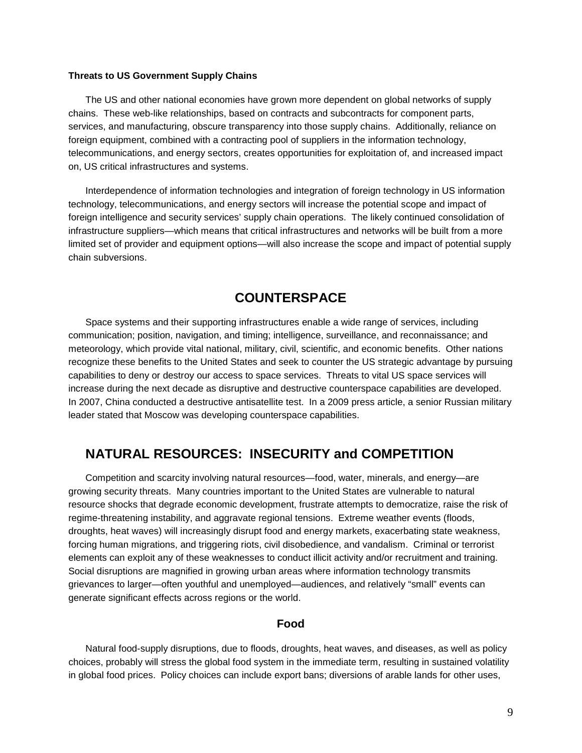**Threats to US Government Supply Chains**

The US and other national economies have grown more dependent on global networks of supply chains. These web-like relationships, based on contracts and subcontracts for component parts, services, and manufacturing, obscure transparency into those supply chains. Additionally, reliance on foreign equipment, combined with a contracting pool of suppliers in the information technology, telecommunications, and energy sectors, creates opportunities for exploitation of, and increased impact on, US critical infrastructures and systems.

Interdependence of information technologies and integration of foreign technology in US information technology, telecommunications, and energy sectors will increase the potential scope and impact of foreign intelligence and security services' supply chain operations. The likely continued consolidation of infrastructure suppliers—which means that critical infrastructures and networks will be built from a more limited set of provider and equipment options—will also increase the scope and impact of potential supply chain subversions.

## COUNTERSPACE

Space systems and their supporting infrastructures enable a wide range of services, including communication; position, navigation, and timing; intelligence, surveillance, and reconnaissance; and meteorology, which provide vital national, military, civil, scientific, and economic benefits. Other nations recognize these benefits to the United States and seek to counter the US strategic advantage by pursuing capabilities to deny or destroy our access to space services. Threats to vital US space services will increase during the next decade as disruptive and destructive counterspace capabilities are developed. In 2007, China conducted a destructive antisatellite test. In a 2009 press article, a senior Russian military leader stated that Moscow was developing counterspace capabilities.

## NATURAL RESOURCES: INSECURITY and COMPETITION

Competition and scarcity involving natural resources—food, water, minerals, and energy—are growing security threats. Many countries important to the United States are vulnerable to natural resource shocks that degrade economic development, frustrate attempts to democratize, raise the risk of regime-threatening instability, and aggravate regional tensions. Extreme weather events (floods, droughts, heat waves) will increasingly disrupt food and energy markets, exacerbating state weakness, forcing human migrations, and triggering riots, civil disobedience, and vandalism. Criminal or terrorist elements can exploit any of these weaknesses to conduct illicit activity and/or recruitment and training. Social disruptions are magnified in growing urban areas where information technology transmits grievances to larger—often youthful and unemployed—audiences, and relatively "small" events can generate significant effects across regions or the world.

### Food

Natural food-supply disruptions, due to floods, droughts, heat waves, and diseases, as well as policy choices, probably will stress the global food system in the immediate term, resulting in sustained volatility in global food prices. Policy choices can include export bans; diversions of arable lands for other uses,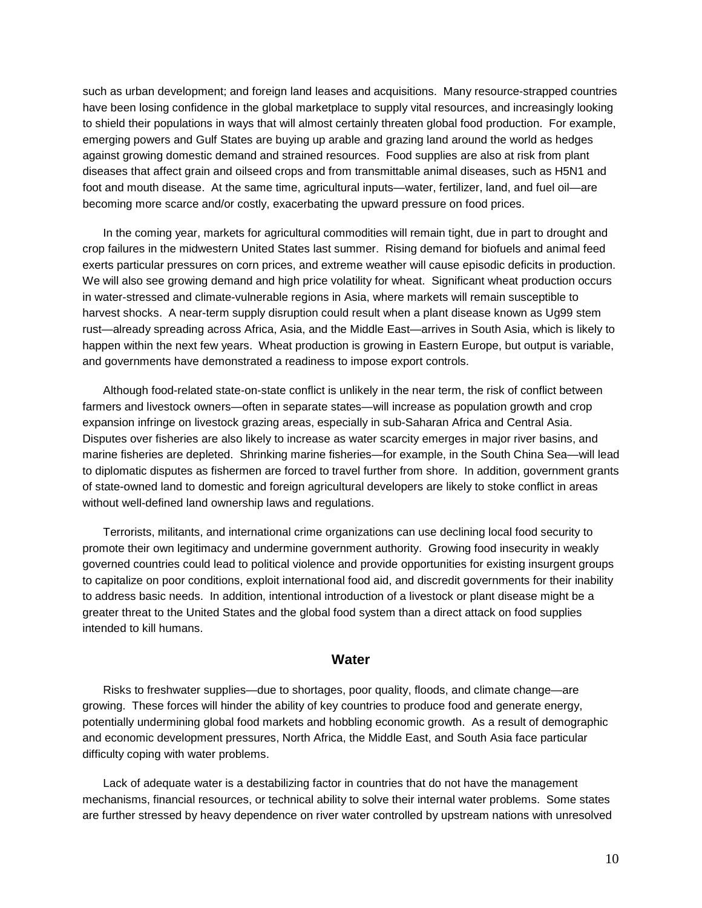such as urban development; and foreign land leases and acquisitions. Many resource-strapped countries have been losing confidence in the global marketplace to supply vital resources, and increasingly looking to shield their populations in ways that will almost certainly threaten global food production. For example, emerging powers and Gulf States are buying up arable and grazing land around the world as hedges against growing domestic demand and strained resources. Food supplies are also at risk from plant diseases that affect grain and oilseed crops and from transmittable animal diseases, such as H5N1 and foot and mouth disease. At the same time, agricultural inputs—water, fertilizer, land, and fuel oil—are becoming more scarce and/or costly, exacerbating the upward pressure on food prices.

In the coming year, markets for agricultural commodities will remain tight, due in part to drought and crop failures in the midwestern United States last summer. Rising demand for biofuels and animal feed exerts particular pressures on corn prices, and extreme weather will cause episodic deficits in production. We will also see growing demand and high price volatility for wheat. Significant wheat production occurs in water-stressed and climate-vulnerable regions in Asia, where markets will remain susceptible to harvest shocks. A near-term supply disruption could result when a plant disease known as Ug99 stem rust—already spreading across Africa, Asia, and the Middle East—arrives in South Asia, which is likely to happen within the next few years. Wheat production is growing in Eastern Europe, but output is variable, and governments have demonstrated a readiness to impose export controls.

Although food-related state-on-state conflict is unlikely in the near term, the risk of conflict between farmers and livestock owners—often in separate states—will increase as population growth and crop expansion infringe on livestock grazing areas, especially in sub-Saharan Africa and Central Asia. Disputes over fisheries are also likely to increase as water scarcity emerges in major river basins, and marine fisheries are depleted. Shrinking marine fisheries—for example, in the South China Sea—will lead to diplomatic disputes as fishermen are forced to travel further from shore. In addition, government grants of state-owned land to domestic and foreign agricultural developers are likely to stoke conflict in areas without well-defined land ownership laws and regulations.

Terrorists, militants, and international crime organizations can use declining local food security to promote their own legitimacy and undermine government authority. Growing food insecurity in weakly governed countries could lead to political violence and provide opportunities for existing insurgent groups to capitalize on poor conditions, exploit international food aid, and discredit governments for their inability to address basic needs. In addition, intentional introduction of a livestock or plant disease might be a greater threat to the United States and the global food system than a direct attack on food supplies intended to kill humans.

## Water

Risks to freshwater supplies—due to shortages, poor quality, floods, and climate change—are growing. These forces will hinder the ability of key countries to produce food and generate energy, potentially undermining global food markets and hobbling economic growth. As a result of demographic and economic development pressures, North Africa, the Middle East, and South Asia face particular difficulty coping with water problems.

Lack of adequate water is a destabilizing factor in countries that do not have the management mechanisms, financial resources, or technical ability to solve their internal water problems. Some states are further stressed by heavy dependence on river water controlled by upstream nations with unresolved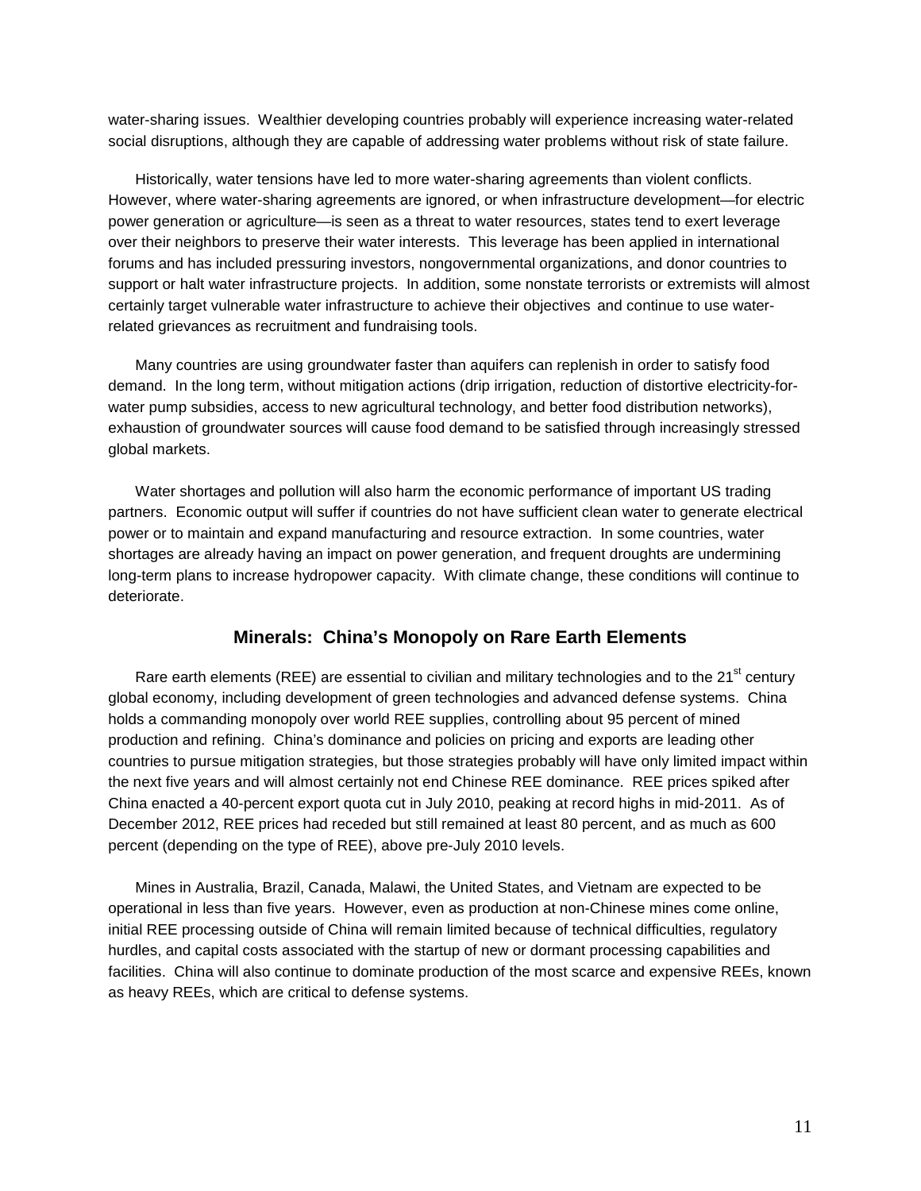water-sharing issues. Wealthier developing countries probably will experience increasing water-related social disruptions, although they are capable of addressing water problems without risk of state failure.

Historically, water tensions have led to more water-sharing agreements than violent conflicts. However, where water-sharing agreements are ignored, or when infrastructure development—for electric power generation or agriculture—is seen as a threat to water resources, states tend to exert leverage over their neighbors to preserve their water interests. This leverage has been applied in international forums and has included pressuring investors, nongovernmental organizations, and donor countries to support or halt water infrastructure projects. In addition, some nonstate terrorists or extremists will almost certainly target vulnerable water infrastructure to achieve their objectives and continue to use water-related grievances as recruitment and fundraising tools.

Many countries are using groundwater faster than aquifers can replenish in order to satisfy food demand. In the long term, without mitigation actions (drip irrigation, reduction of distortive electricity-for-water pump subsidies, access to new agricultural technology, and better food distribution networks), exhaustion of groundwater sources will cause food demand to be satisfied through increasingly stressed global markets.

Water shortages and pollution will also harm the economic performance of important US trading partners. Economic output will suffer if countries do not have sufficient clean water to generate electrical power or to maintain and expand manufacturing and resource extraction. In some countries, water shortages are already having an impact on power generation, and frequent droughts are undermining long-term plans to increase hydropower capacity. With climate change, these conditions will continue to deteriorate.

## Minerals: China's Monopoly on Rare Earth Elements

Rare earth elements (REE) are essential to civilian and military technologies and to the 21st century global economy, including development of green technologies and advanced defense systems. China holds a commanding monopoly over world REE supplies, controlling about 95 percent of mined production and refining. China's dominance and policies on pricing and exports are leading other countries to pursue mitigation strategies, but those strategies probably will have only limited impact within the next five years and will almost certainly not end Chinese REE dominance. REE prices spiked after China enacted a 40-percent export quota cut in July 2010, peaking at record highs in mid-2011. As of December 2012, REE prices had receded but still remained at least 80 percent, and as much as 600 percent (depending on the type of REE), above pre-July 2010 levels.

Mines in Australia, Brazil, Canada, Malawi, the United States, and Vietnam are expected to be operational in less than five years. However, even as production at non-Chinese mines come online, initial REE processing outside of China will remain limited because of technical difficulties, regulatory hurdles, and capital costs associated with the startup of new or dormant processing capabilities and facilities. China will also continue to dominate production of the most scarce and expensive REEs, known as heavy REEs, which are critical to defense systems.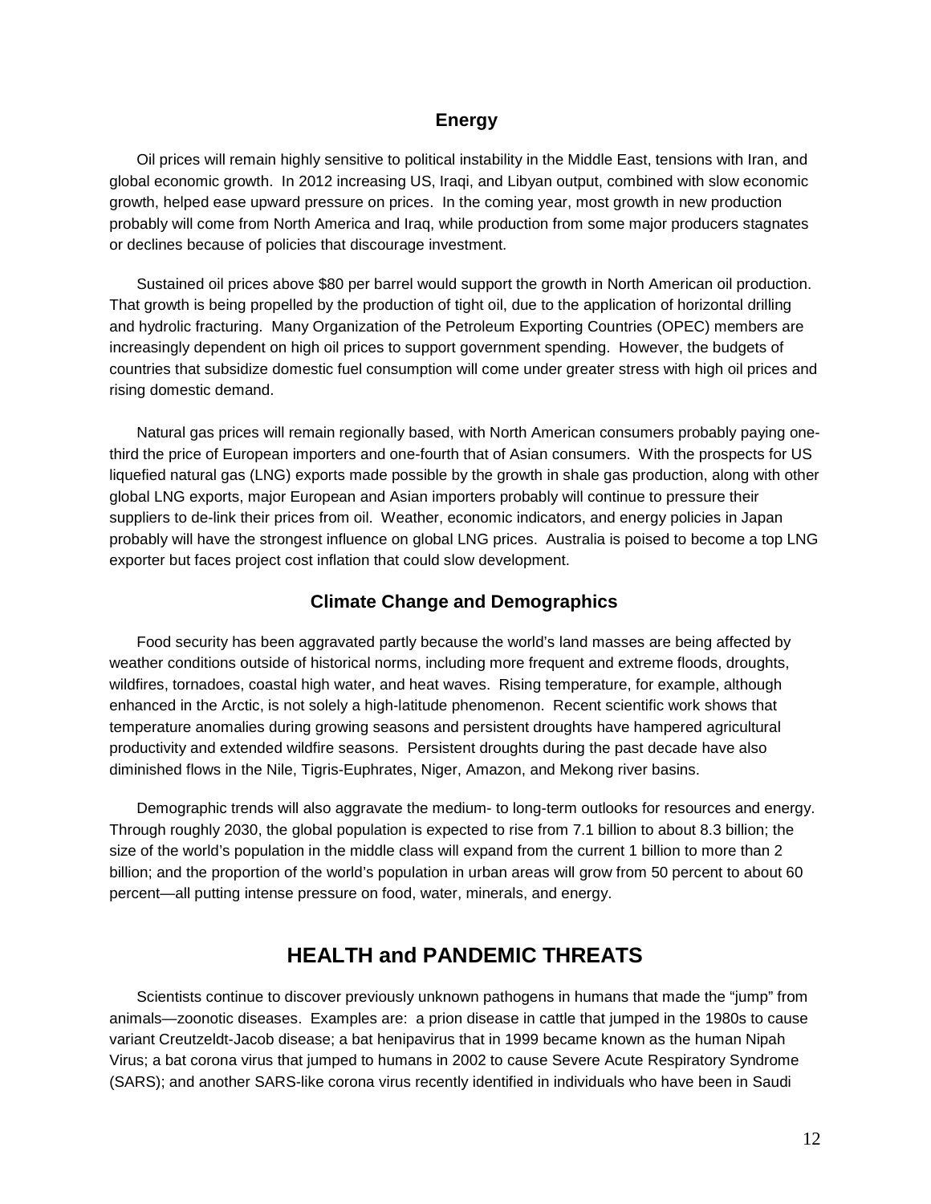### Energy

Oil prices will remain highly sensitive to political instability in the Middle East, tensions with Iran, and global economic growth. In 2012 increasing US, Iraqi, and Libyan output, combined with slow economic growth, helped ease upward pressure on prices. In the coming year, most growth in new production probably will come from North America and Iraq, while production from some major producers stagnates or declines because of policies that discourage investment.

Sustained oil prices above $80 per barrel would support the growth in North American oil production. That growth is being propelled by the production of tight oil, due to the application of horizontal drilling and hydrolic fracturing. Many Organization of the Petroleum Exporting Countries (OPEC) members are increasingly dependent on high oil prices to support government spending. However, the budgets of countries that subsidize domestic fuel consumption will come under greater stress with high oil prices and rising domestic demand.

Natural gas prices will remain regionally based, with North American consumers probably paying one-third the price of European importers and one-fourth that of Asian consumers. With the prospects for US liquefied natural gas (LNG) exports made possible by the growth in shale gas production, along with other global LNG exports, major European and Asian importers probably will continue to pressure their suppliers to de-link their prices from oil. Weather, economic indicators, and energy policies in Japan probably will have the strongest influence on global LNG prices. Australia is poised to become a top LNG exporter but faces project cost inflation that could slow development.

### Climate Change and Demographics

Food security has been aggravated partly because the world's land masses are being affected by weather conditions outside of historical norms, including more frequent and extreme floods, droughts, wildfires, tornadoes, coastal high water, and heat waves. Rising temperature, for example, although enhanced in the Arctic, is not solely a high-latitude phenomenon. Recent scientific work shows that temperature anomalies during growing seasons and persistent droughts have hampered agricultural productivity and extended wildfire seasons. Persistent droughts during the past decade have also diminished flows in the Nile, Tigris-Euphrates, Niger, Amazon, and Mekong river basins.

Demographic trends will also aggravate the medium- to long-term outlooks for resources and energy. Through roughly 2030, the global population is expected to rise from 7.1 billion to about 8.3 billion; the size of the world's population in the middle class will expand from the current 1 billion to more than 2 billion; and the proportion of the world's population in urban areas will grow from 50 percent to about 60 percent—all putting intense pressure on food, water, minerals, and energy.

## HEALTH and PANDEMIC THREATS

Scientists continue to discover previously unknown pathogens in humans that made the "jump" from animals—zoonotic diseases. Examples are: a prion disease in cattle that jumped in the 1980s to cause variant Creutzeldt-Jacob disease; a bat henipavirus that in 1999 became known as the human Nipah Virus; a bat corona virus that jumped to humans in 2002 to cause Severe Acute Respiratory Syndrome (SARS); and another SARS-like corona virus recently identified in individuals who have been in Saudi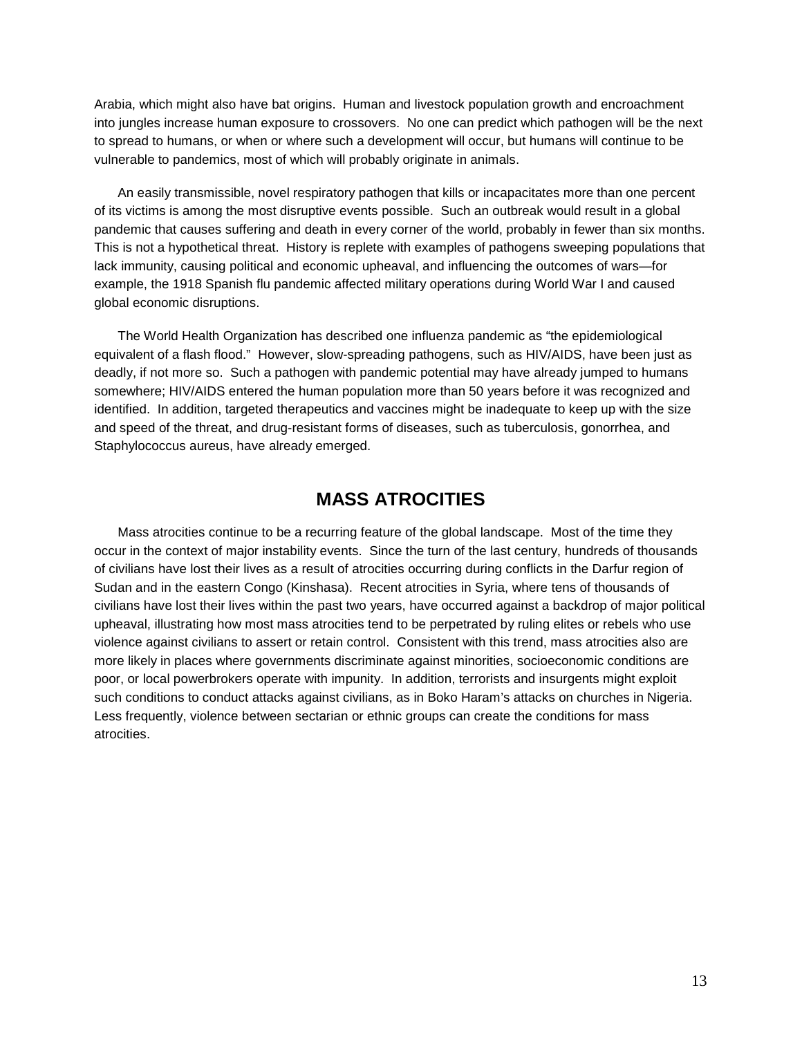Arabia, which might also have bat origins. Human and livestock population growth and encroachment into jungles increase human exposure to crossovers. No one can predict which pathogen will be the next to spread to humans, or when or where such a development will occur, but humans will continue to be vulnerable to pandemics, most of which will probably originate in animals.

An easily transmissible, novel respiratory pathogen that kills or incapacitates more than one percent of its victims is among the most disruptive events possible. Such an outbreak would result in a global pandemic that causes suffering and death in every corner of the world, probably in fewer than six months. This is not a hypothetical threat. History is replete with examples of pathogens sweeping populations that lack immunity, causing political and economic upheaval, and influencing the outcomes of wars—for example, the 1918 Spanish flu pandemic affected military operations during World War I and caused global economic disruptions.

The World Health Organization has described one influenza pandemic as "the epidemiological equivalent of a flash flood." However, slow-spreading pathogens, such as HIV/AIDS, have been just as deadly, if not more so. Such a pathogen with pandemic potential may have already jumped to humans somewhere; HIV/AIDS entered the human population more than 50 years before it was recognized and identified. In addition, targeted therapeutics and vaccines might be inadequate to keep up with the size and speed of the threat, and drug-resistant forms of diseases, such as tuberculosis, gonorrhea, and Staphylococcus aureus, have already emerged.

## MASS ATROCITIES

Mass atrocities continue to be a recurring feature of the global landscape. Most of the time they occur in the context of major instability events. Since the turn of the last century, hundreds of thousands of civilians have lost their lives as a result of atrocities occurring during conflicts in the Darfur region of Sudan and in the eastern Congo (Kinshasa). Recent atrocities in Syria, where tens of thousands of civilians have lost their lives within the past two years, have occurred against a backdrop of major political upheaval, illustrating how most mass atrocities tend to be perpetrated by ruling elites or rebels who use violence against civilians to assert or retain control. Consistent with this trend, mass atrocities also are more likely in places where governments discriminate against minorities, socioeconomic conditions are poor, or local powerbrokers operate with impunity. In addition, terrorists and insurgents might exploit such conditions to conduct attacks against civilians, as in Boko Haram's attacks on churches in Nigeria. Less frequently, violence between sectarian or ethnic groups can create the conditions for mass atrocities.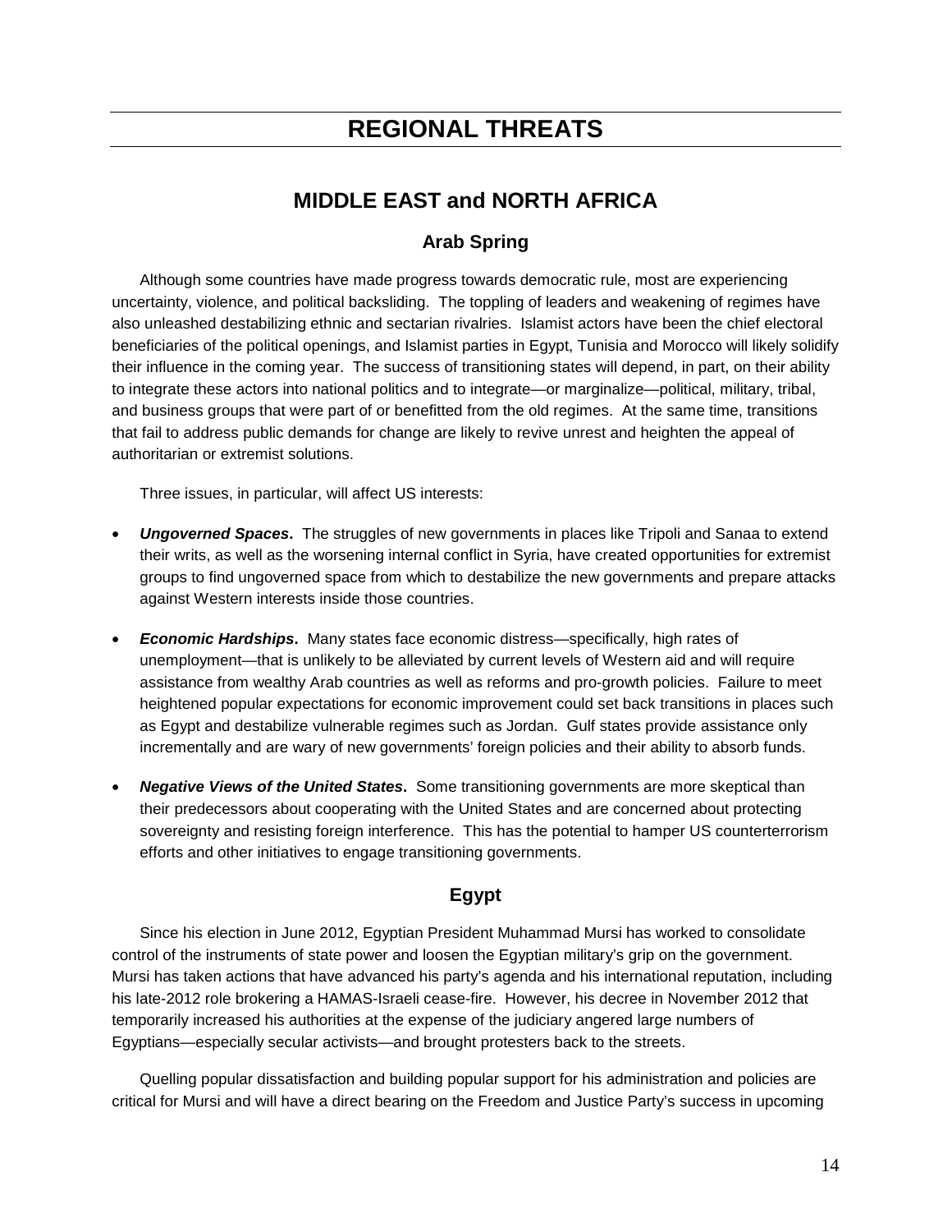# REGIONAL THREATS

## MIDDLE EAST and NORTH AFRICA

### Arab Spring

Although some countries have made progress towards democratic rule, most are experiencing uncertainty, violence, and political backsliding. The toppling of leaders and weakening of regimes have also unleashed destabilizing ethnic and sectarian rivalries. Islamist actors have been the chief electoral beneficiaries of the political openings, and Islamist parties in Egypt, Tunisia and Morocco will likely solidify their influence in the coming year. The success of transitioning states will depend, in part, on their ability to integrate these actors into national politics and to integrate—or marginalize—political, military, tribal, and business groups that were part of or benefitted from the old regimes. At the same time, transitions that fail to address public demands for change are likely to revive unrest and heighten the appeal of authoritarian or extremist solutions.

Three issues, in particular, will affect US interests:

- ***Ungoverned Spaces*.** The struggles of new governments in places like Tripoli and Sanaa to extend their writs, as well as the worsening internal conflict in Syria, have created opportunities for extremist groups to find ungoverned space from which to destabilize the new governments and prepare attacks against Western interests inside those countries.
- ***Economic Hardships*.** Many states face economic distress—specifically, high rates of unemployment—that is unlikely to be alleviated by current levels of Western aid and will require assistance from wealthy Arab countries as well as reforms and pro-growth policies. Failure to meet heightened popular expectations for economic improvement could set back transitions in places such as Egypt and destabilize vulnerable regimes such as Jordan. Gulf states provide assistance only incrementally and are wary of new governments' foreign policies and their ability to absorb funds.
- ***Negative Views of the United States*.** Some transitioning governments are more skeptical than their predecessors about cooperating with the United States and are concerned about protecting sovereignty and resisting foreign interference. This has the potential to hamper US counterterrorism efforts and other initiatives to engage transitioning governments.

### Egypt

Since his election in June 2012, Egyptian President Muhammad Mursi has worked to consolidate control of the instruments of state power and loosen the Egyptian military's grip on the government. Mursi has taken actions that have advanced his party's agenda and his international reputation, including his late-2012 role brokering a HAMAS-Israeli cease-fire. However, his decree in November 2012 that temporarily increased his authorities at the expense of the judiciary angered large numbers of Egyptians—especially secular activists—and brought protesters back to the streets.

Quelling popular dissatisfaction and building popular support for his administration and policies are critical for Mursi and will have a direct bearing on the Freedom and Justice Party's success in upcoming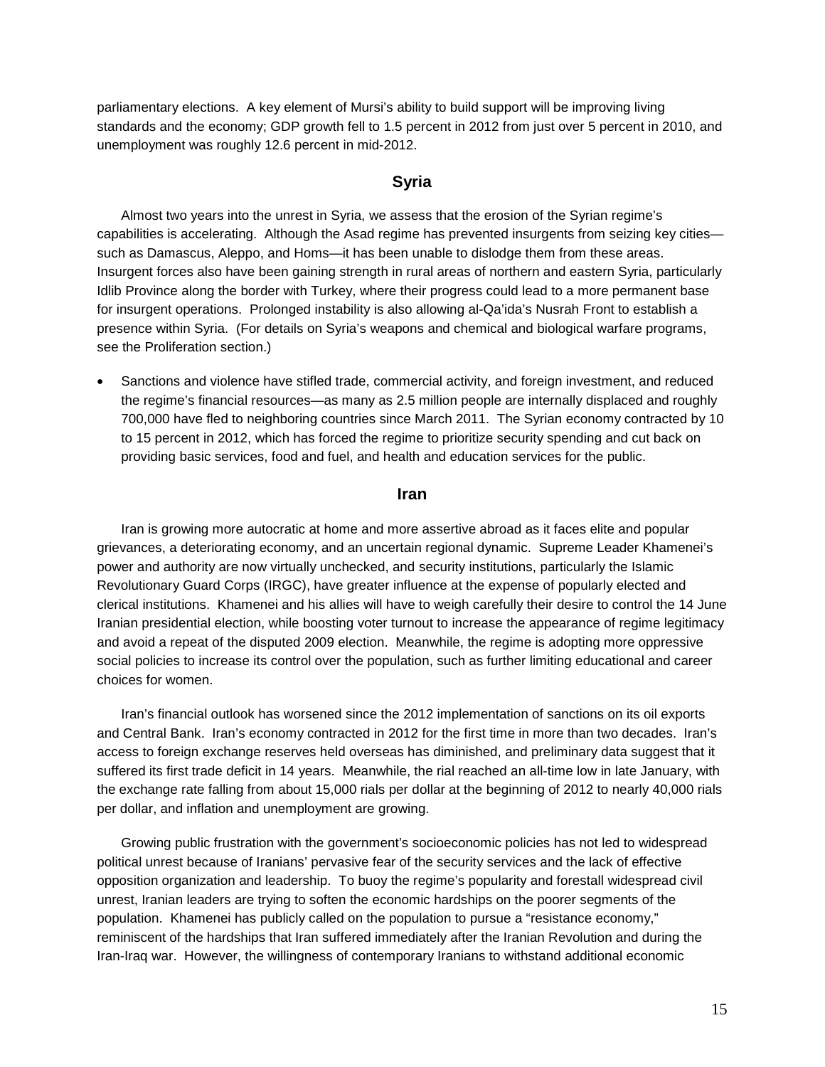parliamentary elections. A key element of Mursi's ability to build support will be improving living standards and the economy; GDP growth fell to 1.5 percent in 2012 from just over 5 percent in 2010, and unemployment was roughly 12.6 percent in mid-2012.

## Syria

Almost two years into the unrest in Syria, we assess that the erosion of the Syrian regime's capabilities is accelerating. Although the Asad regime has prevented insurgents from seizing key cities—such as Damascus, Aleppo, and Homs—it has been unable to dislodge them from these areas. Insurgent forces also have been gaining strength in rural areas of northern and eastern Syria, particularly Idlib Province along the border with Turkey, where their progress could lead to a more permanent base for insurgent operations. Prolonged instability is also allowing al-Qa'ida's Nusrah Front to establish a presence within Syria. (For details on Syria's weapons and chemical and biological warfare programs, see the Proliferation section.)

- Sanctions and violence have stifled trade, commercial activity, and foreign investment, and reduced the regime's financial resources—as many as 2.5 million people are internally displaced and roughly 700,000 have fled to neighboring countries since March 2011. The Syrian economy contracted by 10 to 15 percent in 2012, which has forced the regime to prioritize security spending and cut back on providing basic services, food and fuel, and health and education services for the public.

## Iran

Iran is growing more autocratic at home and more assertive abroad as it faces elite and popular grievances, a deteriorating economy, and an uncertain regional dynamic. Supreme Leader Khamenei's power and authority are now virtually unchecked, and security institutions, particularly the Islamic Revolutionary Guard Corps (IRGC), have greater influence at the expense of popularly elected and clerical institutions. Khamenei and his allies will have to weigh carefully their desire to control the 14 June Iranian presidential election, while boosting voter turnout to increase the appearance of regime legitimacy and avoid a repeat of the disputed 2009 election. Meanwhile, the regime is adopting more oppressive social policies to increase its control over the population, such as further limiting educational and career choices for women.

Iran's financial outlook has worsened since the 2012 implementation of sanctions on its oil exports and Central Bank. Iran's economy contracted in 2012 for the first time in more than two decades. Iran's access to foreign exchange reserves held overseas has diminished, and preliminary data suggest that it suffered its first trade deficit in 14 years. Meanwhile, the rial reached an all-time low in late January, with the exchange rate falling from about 15,000 rials per dollar at the beginning of 2012 to nearly 40,000 rials per dollar, and inflation and unemployment are growing.

Growing public frustration with the government's socioeconomic policies has not led to widespread political unrest because of Iranians' pervasive fear of the security services and the lack of effective opposition organization and leadership. To buoy the regime's popularity and forestall widespread civil unrest, Iranian leaders are trying to soften the economic hardships on the poorer segments of the population. Khamenei has publicly called on the population to pursue a "resistance economy," reminiscent of the hardships that Iran suffered immediately after the Iranian Revolution and during the Iran-Iraq war. However, the willingness of contemporary Iranians to withstand additional economic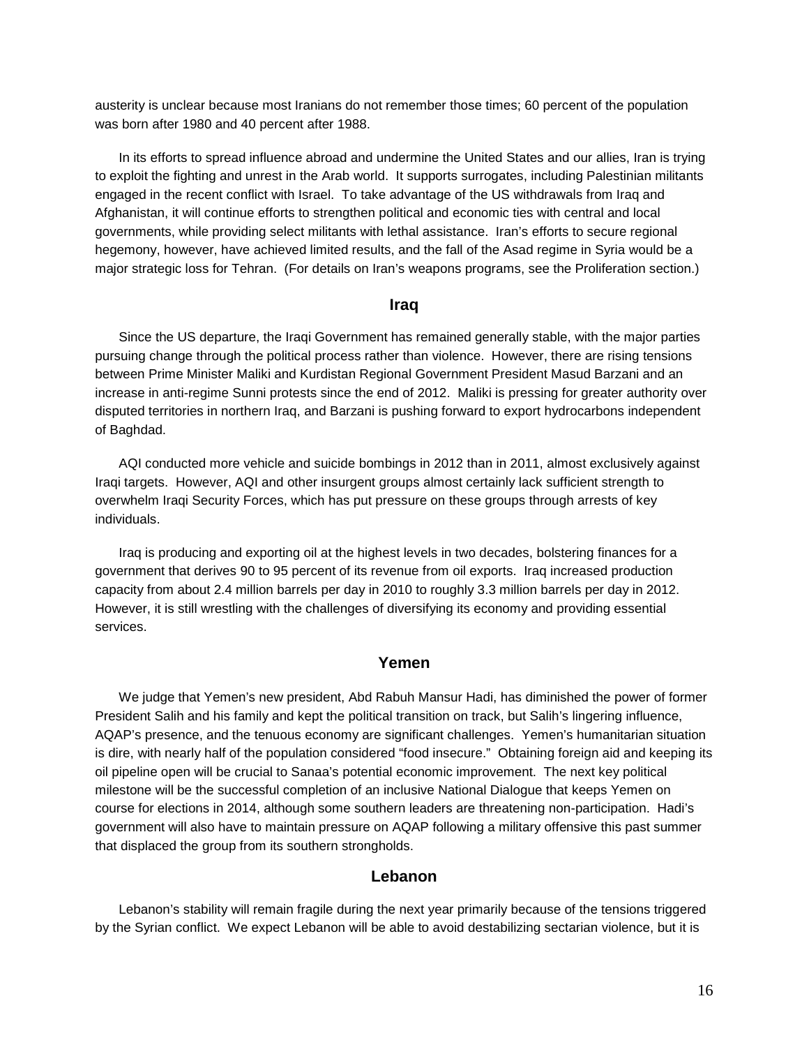austerity is unclear because most Iranians do not remember those times; 60 percent of the population was born after 1980 and 40 percent after 1988.

In its efforts to spread influence abroad and undermine the United States and our allies, Iran is trying to exploit the fighting and unrest in the Arab world. It supports surrogates, including Palestinian militants engaged in the recent conflict with Israel. To take advantage of the US withdrawals from Iraq and Afghanistan, it will continue efforts to strengthen political and economic ties with central and local governments, while providing select militants with lethal assistance. Iran's efforts to secure regional hegemony, however, have achieved limited results, and the fall of the Asad regime in Syria would be a major strategic loss for Tehran. (For details on Iran's weapons programs, see the Proliferation section.)

## Iraq

Since the US departure, the Iraqi Government has remained generally stable, with the major parties pursuing change through the political process rather than violence. However, there are rising tensions between Prime Minister Maliki and Kurdistan Regional Government President Masud Barzani and an increase in anti-regime Sunni protests since the end of 2012. Maliki is pressing for greater authority over disputed territories in northern Iraq, and Barzani is pushing forward to export hydrocarbons independent of Baghdad.

AQI conducted more vehicle and suicide bombings in 2012 than in 2011, almost exclusively against Iraqi targets. However, AQI and other insurgent groups almost certainly lack sufficient strength to overwhelm Iraqi Security Forces, which has put pressure on these groups through arrests of key individuals.

Iraq is producing and exporting oil at the highest levels in two decades, bolstering finances for a government that derives 90 to 95 percent of its revenue from oil exports. Iraq increased production capacity from about 2.4 million barrels per day in 2010 to roughly 3.3 million barrels per day in 2012. However, it is still wrestling with the challenges of diversifying its economy and providing essential services.

## Yemen

We judge that Yemen's new president, Abd Rabuh Mansur Hadi, has diminished the power of former President Salih and his family and kept the political transition on track, but Salih's lingering influence, AQAP's presence, and the tenuous economy are significant challenges. Yemen's humanitarian situation is dire, with nearly half of the population considered "food insecure." Obtaining foreign aid and keeping its oil pipeline open will be crucial to Sanaa's potential economic improvement. The next key political milestone will be the successful completion of an inclusive National Dialogue that keeps Yemen on course for elections in 2014, although some southern leaders are threatening non-participation. Hadi's government will also have to maintain pressure on AQAP following a military offensive this past summer that displaced the group from its southern strongholds.

## Lebanon

Lebanon's stability will remain fragile during the next year primarily because of the tensions triggered by the Syrian conflict. We expect Lebanon will be able to avoid destabilizing sectarian violence, but it is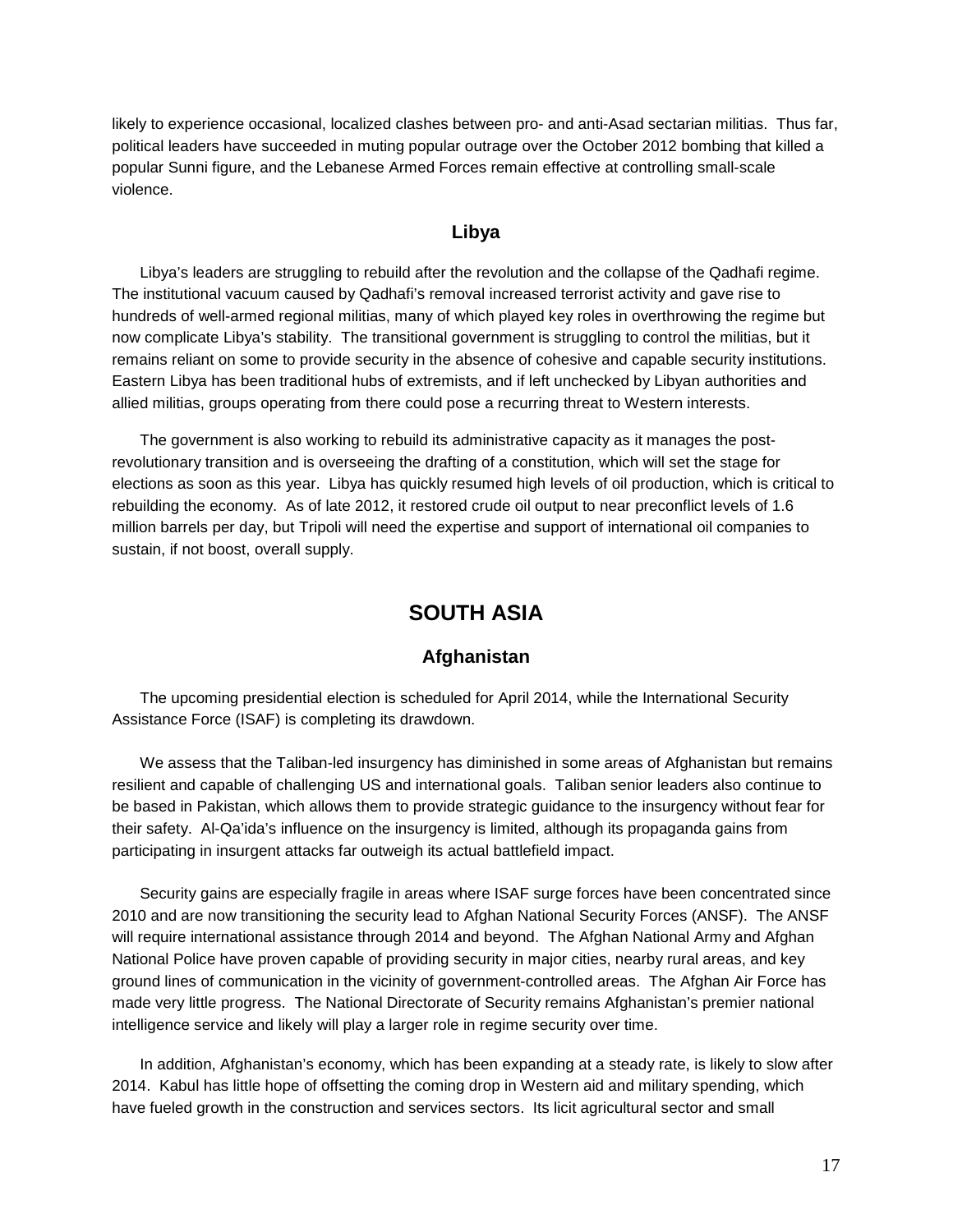likely to experience occasional, localized clashes between pro- and anti-Asad sectarian militias. Thus far, political leaders have succeeded in muting popular outrage over the October 2012 bombing that killed a popular Sunni figure, and the Lebanese Armed Forces remain effective at controlling small-scale violence.

### Libya

Libya's leaders are struggling to rebuild after the revolution and the collapse of the Qadhafi regime. The institutional vacuum caused by Qadhafi's removal increased terrorist activity and gave rise to hundreds of well-armed regional militias, many of which played key roles in overthrowing the regime but now complicate Libya's stability. The transitional government is struggling to control the militias, but it remains reliant on some to provide security in the absence of cohesive and capable security institutions. Eastern Libya has been traditional hubs of extremists, and if left unchecked by Libyan authorities and allied militias, groups operating from there could pose a recurring threat to Western interests.

The government is also working to rebuild its administrative capacity as it manages the post-revolutionary transition and is overseeing the drafting of a constitution, which will set the stage for elections as soon as this year. Libya has quickly resumed high levels of oil production, which is critical to rebuilding the economy. As of late 2012, it restored crude oil output to near preconflict levels of 1.6 million barrels per day, but Tripoli will need the expertise and support of international oil companies to sustain, if not boost, overall supply.

## SOUTH ASIA

### Afghanistan

The upcoming presidential election is scheduled for April 2014, while the International Security Assistance Force (ISAF) is completing its drawdown.

We assess that the Taliban-led insurgency has diminished in some areas of Afghanistan but remains resilient and capable of challenging US and international goals. Taliban senior leaders also continue to be based in Pakistan, which allows them to provide strategic guidance to the insurgency without fear for their safety. Al-Qa'ida's influence on the insurgency is limited, although its propaganda gains from participating in insurgent attacks far outweigh its actual battlefield impact.

Security gains are especially fragile in areas where ISAF surge forces have been concentrated since 2010 and are now transitioning the security lead to Afghan National Security Forces (ANSF). The ANSF will require international assistance through 2014 and beyond. The Afghan National Army and Afghan National Police have proven capable of providing security in major cities, nearby rural areas, and key ground lines of communication in the vicinity of government-controlled areas. The Afghan Air Force has made very little progress. The National Directorate of Security remains Afghanistan's premier national intelligence service and likely will play a larger role in regime security over time.

In addition, Afghanistan's economy, which has been expanding at a steady rate, is likely to slow after 2014. Kabul has little hope of offsetting the coming drop in Western aid and military spending, which have fueled growth in the construction and services sectors. Its licit agricultural sector and small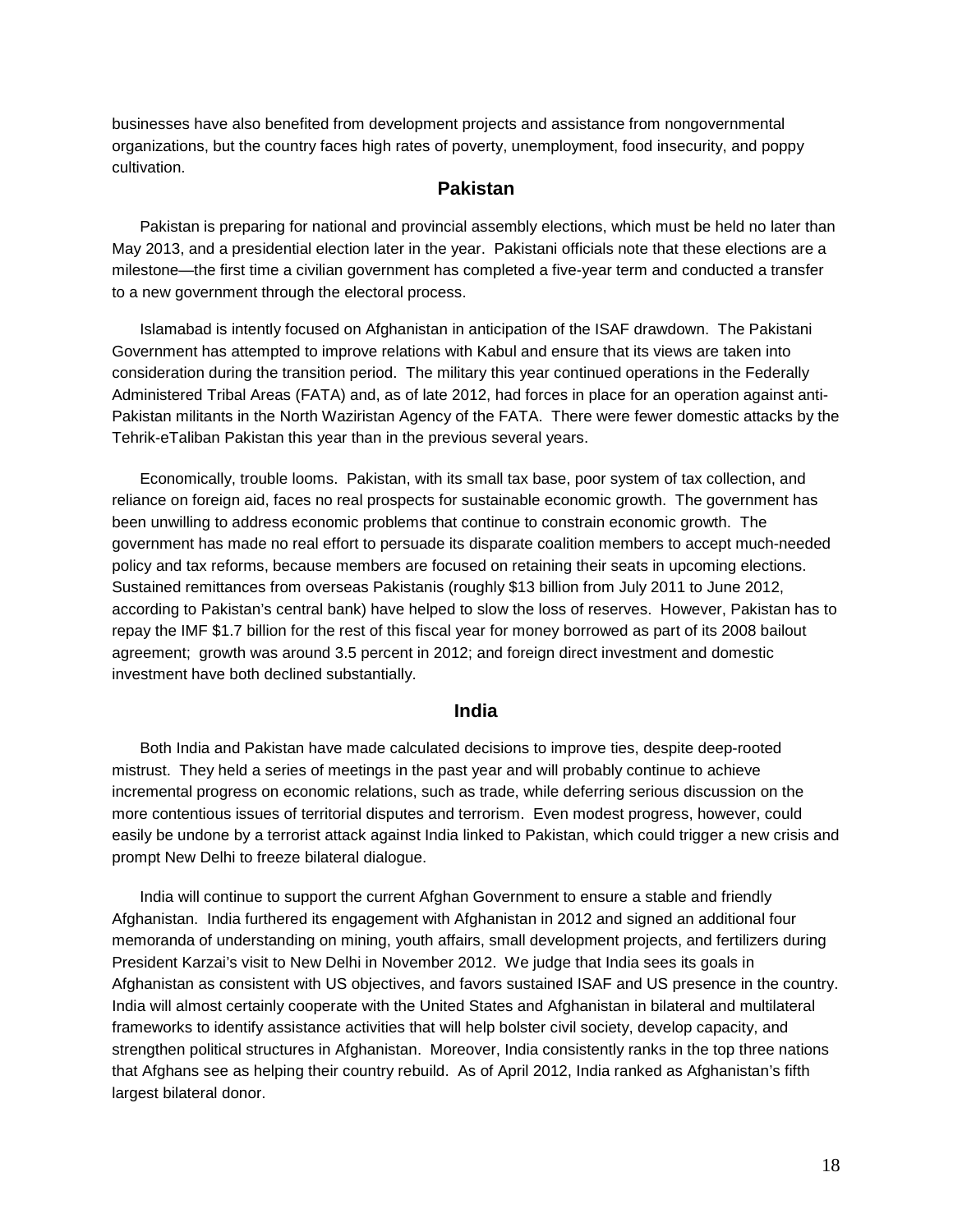businesses have also benefited from development projects and assistance from nongovernmental organizations, but the country faces high rates of poverty, unemployment, food insecurity, and poppy cultivation.

## Pakistan

Pakistan is preparing for national and provincial assembly elections, which must be held no later than May 2013, and a presidential election later in the year. Pakistani officials note that these elections are a milestone—the first time a civilian government has completed a five-year term and conducted a transfer to a new government through the electoral process.

Islamabad is intently focused on Afghanistan in anticipation of the ISAF drawdown. The Pakistani Government has attempted to improve relations with Kabul and ensure that its views are taken into consideration during the transition period. The military this year continued operations in the Federally Administered Tribal Areas (FATA) and, as of late 2012, had forces in place for an operation against anti-Pakistan militants in the North Waziristan Agency of the FATA. There were fewer domestic attacks by the Tehrik-eTaliban Pakistan this year than in the previous several years.

Economically, trouble looms. Pakistan, with its small tax base, poor system of tax collection, and reliance on foreign aid, faces no real prospects for sustainable economic growth. The government has been unwilling to address economic problems that continue to constrain economic growth. The government has made no real effort to persuade its disparate coalition members to accept much-needed policy and tax reforms, because members are focused on retaining their seats in upcoming elections. Sustained remittances from overseas Pakistanis (roughly $13 billion from July 2011 to June 2012, according to Pakistan's central bank) have helped to slow the loss of reserves. However, Pakistan has to repay the IMF $1.7 billion for the rest of this fiscal year for money borrowed as part of its 2008 bailout agreement; growth was around 3.5 percent in 2012; and foreign direct investment and domestic investment have both declined substantially.

## India

Both India and Pakistan have made calculated decisions to improve ties, despite deep-rooted mistrust. They held a series of meetings in the past year and will probably continue to achieve incremental progress on economic relations, such as trade, while deferring serious discussion on the more contentious issues of territorial disputes and terrorism. Even modest progress, however, could easily be undone by a terrorist attack against India linked to Pakistan, which could trigger a new crisis and prompt New Delhi to freeze bilateral dialogue.

India will continue to support the current Afghan Government to ensure a stable and friendly Afghanistan. India furthered its engagement with Afghanistan in 2012 and signed an additional four memoranda of understanding on mining, youth affairs, small development projects, and fertilizers during President Karzai's visit to New Delhi in November 2012. We judge that India sees its goals in Afghanistan as consistent with US objectives, and favors sustained ISAF and US presence in the country. India will almost certainly cooperate with the United States and Afghanistan in bilateral and multilateral frameworks to identify assistance activities that will help bolster civil society, develop capacity, and strengthen political structures in Afghanistan. Moreover, India consistently ranks in the top three nations that Afghans see as helping their country rebuild. As of April 2012, India ranked as Afghanistan's fifth largest bilateral donor.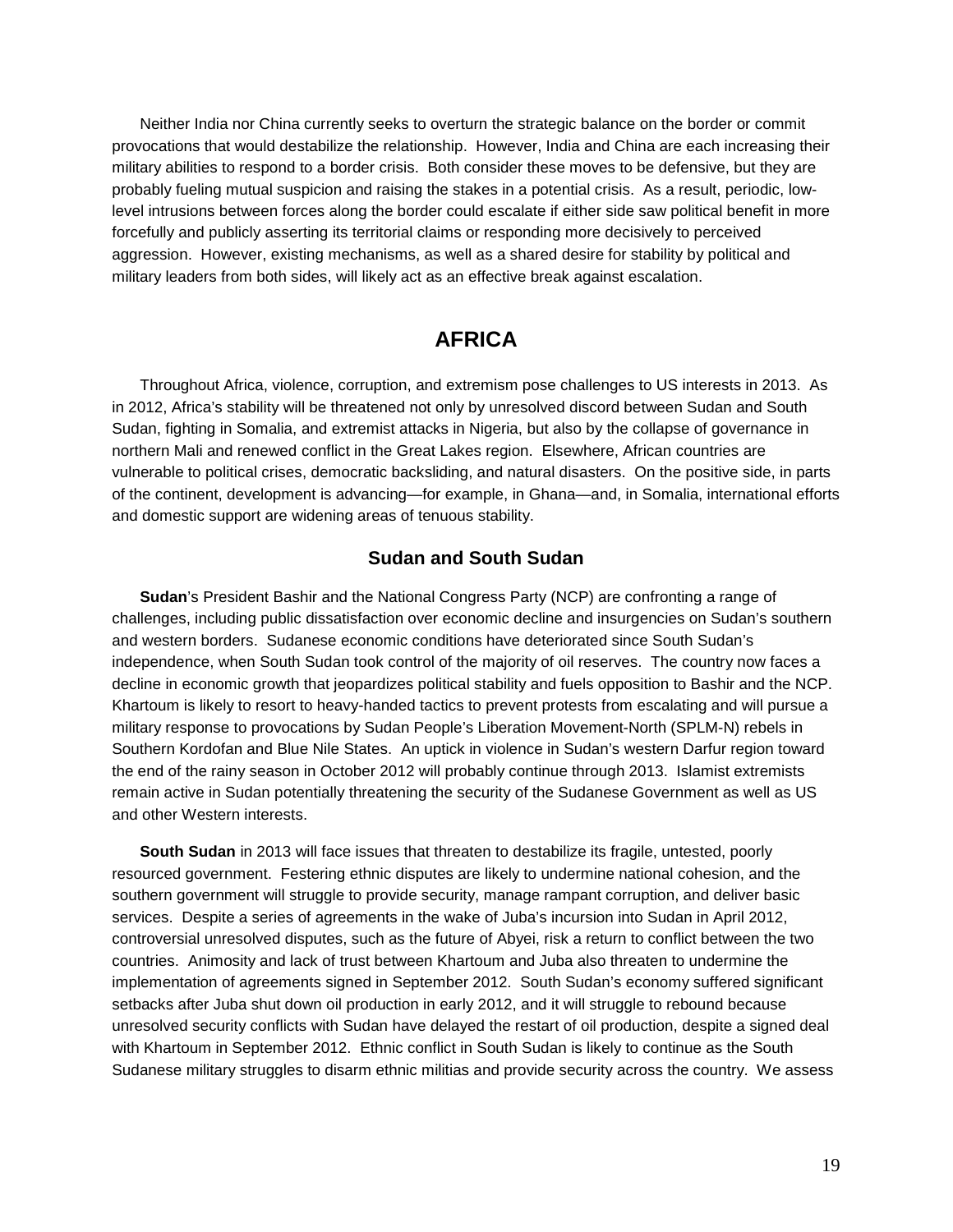Neither India nor China currently seeks to overturn the strategic balance on the border or commit provocations that would destabilize the relationship. However, India and China are each increasing their military abilities to respond to a border crisis. Both consider these moves to be defensive, but they are probably fueling mutual suspicion and raising the stakes in a potential crisis. As a result, periodic, low-level intrusions between forces along the border could escalate if either side saw political benefit in more forcefully and publicly asserting its territorial claims or responding more decisively to perceived aggression. However, existing mechanisms, as well as a shared desire for stability by political and military leaders from both sides, will likely act as an effective break against escalation.

# AFRICA

Throughout Africa, violence, corruption, and extremism pose challenges to US interests in 2013. As in 2012, Africa's stability will be threatened not only by unresolved discord between Sudan and South Sudan, fighting in Somalia, and extremist attacks in Nigeria, but also by the collapse of governance in northern Mali and renewed conflict in the Great Lakes region. Elsewhere, African countries are vulnerable to political crises, democratic backsliding, and natural disasters. On the positive side, in parts of the continent, development is advancing—for example, in Ghana—and, in Somalia, international efforts and domestic support are widening areas of tenuous stability.

## Sudan and South Sudan

**Sudan**'s President Bashir and the National Congress Party (NCP) are confronting a range of challenges, including public dissatisfaction over economic decline and insurgencies on Sudan's southern and western borders. Sudanese economic conditions have deteriorated since South Sudan's independence, when South Sudan took control of the majority of oil reserves. The country now faces a decline in economic growth that jeopardizes political stability and fuels opposition to Bashir and the NCP. Khartoum is likely to resort to heavy-handed tactics to prevent protests from escalating and will pursue a military response to provocations by Sudan People's Liberation Movement-North (SPLM-N) rebels in Southern Kordofan and Blue Nile States. An uptick in violence in Sudan's western Darfur region toward the end of the rainy season in October 2012 will probably continue through 2013. Islamist extremists remain active in Sudan potentially threatening the security of the Sudanese Government as well as US and other Western interests.

**South Sudan** in 2013 will face issues that threaten to destabilize its fragile, untested, poorly resourced government. Festering ethnic disputes are likely to undermine national cohesion, and the southern government will struggle to provide security, manage rampant corruption, and deliver basic services. Despite a series of agreements in the wake of Juba's incursion into Sudan in April 2012, controversial unresolved disputes, such as the future of Abyei, risk a return to conflict between the two countries. Animosity and lack of trust between Khartoum and Juba also threaten to undermine the implementation of agreements signed in September 2012. South Sudan's economy suffered significant setbacks after Juba shut down oil production in early 2012, and it will struggle to rebound because unresolved security conflicts with Sudan have delayed the restart of oil production, despite a signed deal with Khartoum in September 2012. Ethnic conflict in South Sudan is likely to continue as the South Sudanese military struggles to disarm ethnic militias and provide security across the country. We assess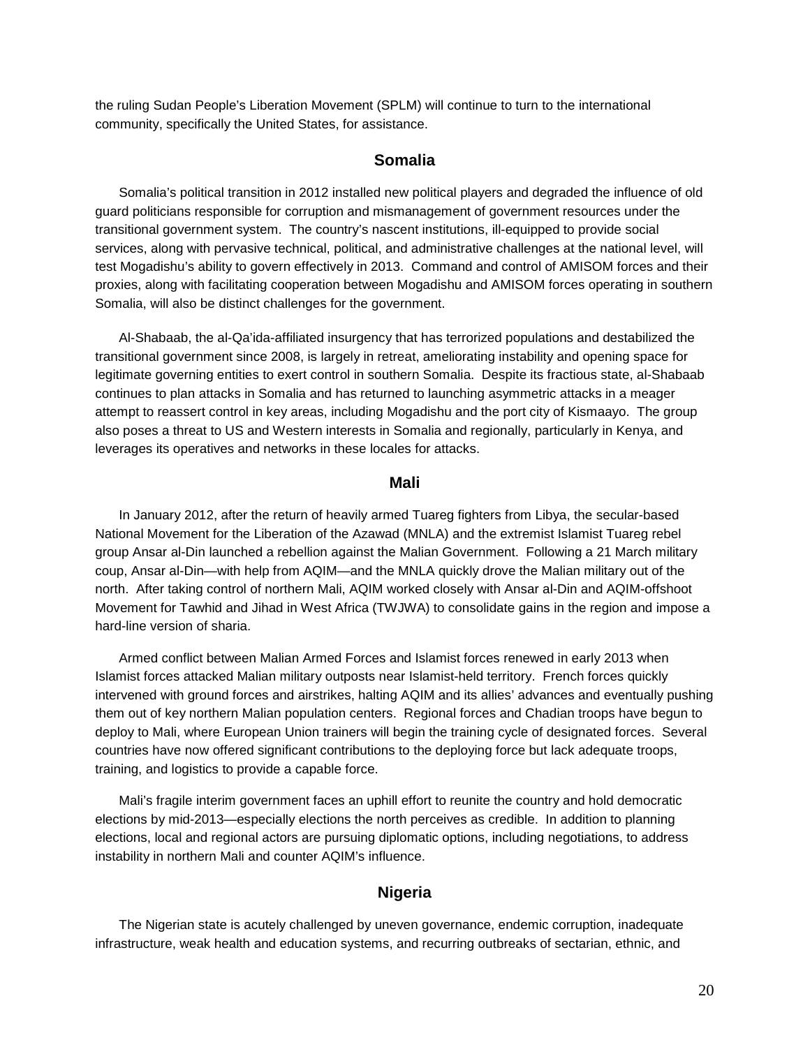the ruling Sudan People's Liberation Movement (SPLM) will continue to turn to the international community, specifically the United States, for assistance.

## Somalia

Somalia's political transition in 2012 installed new political players and degraded the influence of old guard politicians responsible for corruption and mismanagement of government resources under the transitional government system. The country's nascent institutions, ill-equipped to provide social services, along with pervasive technical, political, and administrative challenges at the national level, will test Mogadishu's ability to govern effectively in 2013. Command and control of AMISOM forces and their proxies, along with facilitating cooperation between Mogadishu and AMISOM forces operating in southern Somalia, will also be distinct challenges for the government.

Al-Shabaab, the al-Qa'ida-affiliated insurgency that has terrorized populations and destabilized the transitional government since 2008, is largely in retreat, ameliorating instability and opening space for legitimate governing entities to exert control in southern Somalia. Despite its fractious state, al-Shabaab continues to plan attacks in Somalia and has returned to launching asymmetric attacks in a meager attempt to reassert control in key areas, including Mogadishu and the port city of Kismaayo. The group also poses a threat to US and Western interests in Somalia and regionally, particularly in Kenya, and leverages its operatives and networks in these locales for attacks.

## Mali

In January 2012, after the return of heavily armed Tuareg fighters from Libya, the secular-based National Movement for the Liberation of the Azawad (MNLA) and the extremist Islamist Tuareg rebel group Ansar al-Din launched a rebellion against the Malian Government. Following a 21 March military coup, Ansar al-Din—with help from AQIM—and the MNLA quickly drove the Malian military out of the north. After taking control of northern Mali, AQIM worked closely with Ansar al-Din and AQIM-offshoot Movement for Tawhid and Jihad in West Africa (TWJWA) to consolidate gains in the region and impose a hard-line version of sharia.

Armed conflict between Malian Armed Forces and Islamist forces renewed in early 2013 when Islamist forces attacked Malian military outposts near Islamist-held territory. French forces quickly intervened with ground forces and airstrikes, halting AQIM and its allies' advances and eventually pushing them out of key northern Malian population centers. Regional forces and Chadian troops have begun to deploy to Mali, where European Union trainers will begin the training cycle of designated forces. Several countries have now offered significant contributions to the deploying force but lack adequate troops, training, and logistics to provide a capable force.

Mali's fragile interim government faces an uphill effort to reunite the country and hold democratic elections by mid-2013—especially elections the north perceives as credible. In addition to planning elections, local and regional actors are pursuing diplomatic options, including negotiations, to address instability in northern Mali and counter AQIM's influence.

## Nigeria

The Nigerian state is acutely challenged by uneven governance, endemic corruption, inadequate infrastructure, weak health and education systems, and recurring outbreaks of sectarian, ethnic, and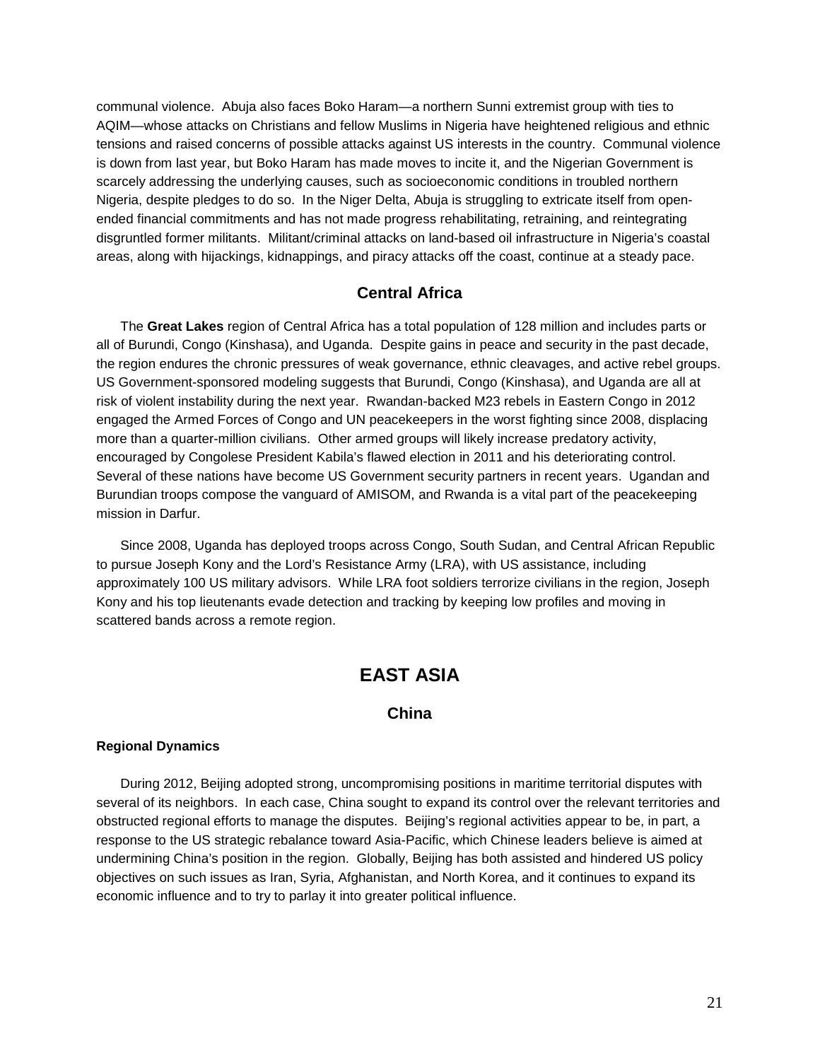communal violence. Abuja also faces Boko Haram—a northern Sunni extremist group with ties to AQIM—whose attacks on Christians and fellow Muslims in Nigeria have heightened religious and ethnic tensions and raised concerns of possible attacks against US interests in the country. Communal violence is down from last year, but Boko Haram has made moves to incite it, and the Nigerian Government is scarcely addressing the underlying causes, such as socioeconomic conditions in troubled northern Nigeria, despite pledges to do so. In the Niger Delta, Abuja is struggling to extricate itself from open-ended financial commitments and has not made progress rehabilitating, retraining, and reintegrating disgruntled former militants. Militant/criminal attacks on land-based oil infrastructure in Nigeria's coastal areas, along with hijackings, kidnappings, and piracy attacks off the coast, continue at a steady pace.

### Central Africa

The **Great Lakes** region of Central Africa has a total population of 128 million and includes parts or all of Burundi, Congo (Kinshasa), and Uganda. Despite gains in peace and security in the past decade, the region endures the chronic pressures of weak governance, ethnic cleavages, and active rebel groups. US Government-sponsored modeling suggests that Burundi, Congo (Kinshasa), and Uganda are all at risk of violent instability during the next year. Rwandan-backed M23 rebels in Eastern Congo in 2012 engaged the Armed Forces of Congo and UN peacekeepers in the worst fighting since 2008, displacing more than a quarter-million civilians. Other armed groups will likely increase predatory activity, encouraged by Congolese President Kabila's flawed election in 2011 and his deteriorating control. Several of these nations have become US Government security partners in recent years. Ugandan and Burundian troops compose the vanguard of AMISOM, and Rwanda is a vital part of the peacekeeping mission in Darfur.

Since 2008, Uganda has deployed troops across Congo, South Sudan, and Central African Republic to pursue Joseph Kony and the Lord's Resistance Army (LRA), with US assistance, including approximately 100 US military advisors. While LRA foot soldiers terrorize civilians in the region, Joseph Kony and his top lieutenants evade detection and tracking by keeping low profiles and moving in scattered bands across a remote region.

## EAST ASIA

### China

#### Regional Dynamics

During 2012, Beijing adopted strong, uncompromising positions in maritime territorial disputes with several of its neighbors. In each case, China sought to expand its control over the relevant territories and obstructed regional efforts to manage the disputes. Beijing's regional activities appear to be, in part, a response to the US strategic rebalance toward Asia-Pacific, which Chinese leaders believe is aimed at undermining China's position in the region. Globally, Beijing has both assisted and hindered US policy objectives on such issues as Iran, Syria, Afghanistan, and North Korea, and it continues to expand its economic influence and to try to parlay it into greater political influence.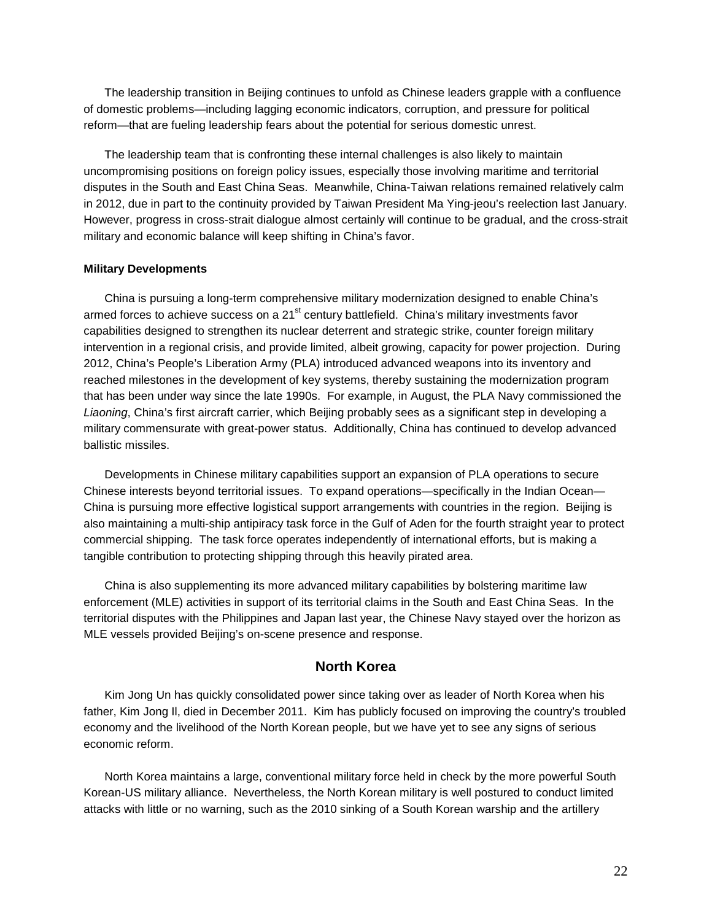The leadership transition in Beijing continues to unfold as Chinese leaders grapple with a confluence of domestic problems—including lagging economic indicators, corruption, and pressure for political reform—that are fueling leadership fears about the potential for serious domestic unrest.

The leadership team that is confronting these internal challenges is also likely to maintain uncompromising positions on foreign policy issues, especially those involving maritime and territorial disputes in the South and East China Seas. Meanwhile, China-Taiwan relations remained relatively calm in 2012, due in part to the continuity provided by Taiwan President Ma Ying-jeou's reelection last January. However, progress in cross-strait dialogue almost certainly will continue to be gradual, and the cross-strait military and economic balance will keep shifting in China's favor.

**Military Developments**

China is pursuing a long-term comprehensive military modernization designed to enable China's armed forces to achieve success on a 21st century battlefield. China's military investments favor capabilities designed to strengthen its nuclear deterrent and strategic strike, counter foreign military intervention in a regional crisis, and provide limited, albeit growing, capacity for power projection. During 2012, China's People's Liberation Army (PLA) introduced advanced weapons into its inventory and reached milestones in the development of key systems, thereby sustaining the modernization program that has been under way since the late 1990s. For example, in August, the PLA Navy commissioned the *Liaoning*, China's first aircraft carrier, which Beijing probably sees as a significant step in developing a military commensurate with great-power status. Additionally, China has continued to develop advanced ballistic missiles.

Developments in Chinese military capabilities support an expansion of PLA operations to secure Chinese interests beyond territorial issues. To expand operations—specifically in the Indian Ocean—China is pursuing more effective logistical support arrangements with countries in the region. Beijing is also maintaining a multi-ship antipiracy task force in the Gulf of Aden for the fourth straight year to protect commercial shipping. The task force operates independently of international efforts, but is making a tangible contribution to protecting shipping through this heavily pirated area.

China is also supplementing its more advanced military capabilities by bolstering maritime law enforcement (MLE) activities in support of its territorial claims in the South and East China Seas. In the territorial disputes with the Philippines and Japan last year, the Chinese Navy stayed over the horizon as MLE vessels provided Beijing's on-scene presence and response.

## North Korea

Kim Jong Un has quickly consolidated power since taking over as leader of North Korea when his father, Kim Jong Il, died in December 2011. Kim has publicly focused on improving the country's troubled economy and the livelihood of the North Korean people, but we have yet to see any signs of serious economic reform.

North Korea maintains a large, conventional military force held in check by the more powerful South Korean-US military alliance. Nevertheless, the North Korean military is well postured to conduct limited attacks with little or no warning, such as the 2010 sinking of a South Korean warship and the artillery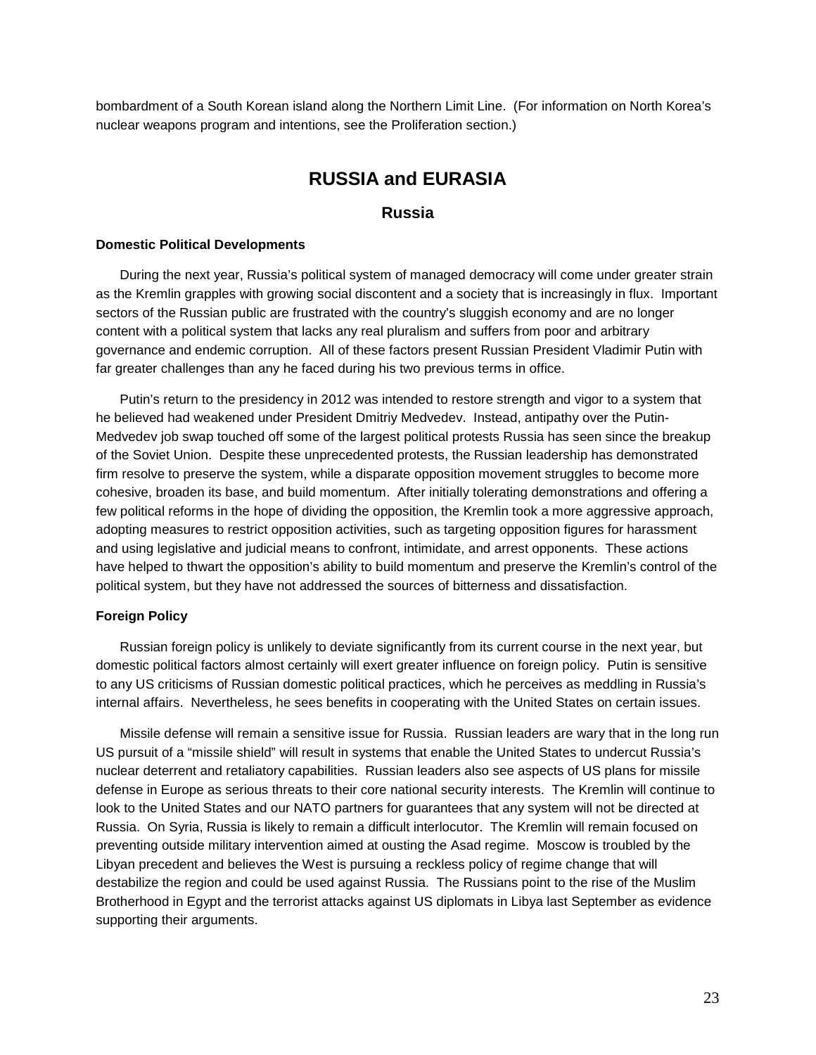bombardment of a South Korean island along the Northern Limit Line. (For information on North Korea's nuclear weapons program and intentions, see the Proliferation section.)

# RUSSIA and EURASIA

## Russia

### Domestic Political Developments

During the next year, Russia's political system of managed democracy will come under greater strain as the Kremlin grapples with growing social discontent and a society that is increasingly in flux. Important sectors of the Russian public are frustrated with the country's sluggish economy and are no longer content with a political system that lacks any real pluralism and suffers from poor and arbitrary governance and endemic corruption. All of these factors present Russian President Vladimir Putin with far greater challenges than any he faced during his two previous terms in office.

Putin's return to the presidency in 2012 was intended to restore strength and vigor to a system that he believed had weakened under President Dmitriy Medvedev. Instead, antipathy over the Putin-Medvedev job swap touched off some of the largest political protests Russia has seen since the breakup of the Soviet Union. Despite these unprecedented protests, the Russian leadership has demonstrated firm resolve to preserve the system, while a disparate opposition movement struggles to become more cohesive, broaden its base, and build momentum. After initially tolerating demonstrations and offering a few political reforms in the hope of dividing the opposition, the Kremlin took a more aggressive approach, adopting measures to restrict opposition activities, such as targeting opposition figures for harassment and using legislative and judicial means to confront, intimidate, and arrest opponents. These actions have helped to thwart the opposition's ability to build momentum and preserve the Kremlin's control of the political system, but they have not addressed the sources of bitterness and dissatisfaction.

### Foreign Policy

Russian foreign policy is unlikely to deviate significantly from its current course in the next year, but domestic political factors almost certainly will exert greater influence on foreign policy. Putin is sensitive to any US criticisms of Russian domestic political practices, which he perceives as meddling in Russia's internal affairs. Nevertheless, he sees benefits in cooperating with the United States on certain issues.

Missile defense will remain a sensitive issue for Russia. Russian leaders are wary that in the long run US pursuit of a "missile shield" will result in systems that enable the United States to undercut Russia's nuclear deterrent and retaliatory capabilities. Russian leaders also see aspects of US plans for missile defense in Europe as serious threats to their core national security interests. The Kremlin will continue to look to the United States and our NATO partners for guarantees that any system will not be directed at Russia. On Syria, Russia is likely to remain a difficult interlocutor. The Kremlin will remain focused on preventing outside military intervention aimed at ousting the Asad regime. Moscow is troubled by the Libyan precedent and believes the West is pursuing a reckless policy of regime change that will destabilize the region and could be used against Russia. The Russians point to the rise of the Muslim Brotherhood in Egypt and the terrorist attacks against US diplomats in Libya last September as evidence supporting their arguments.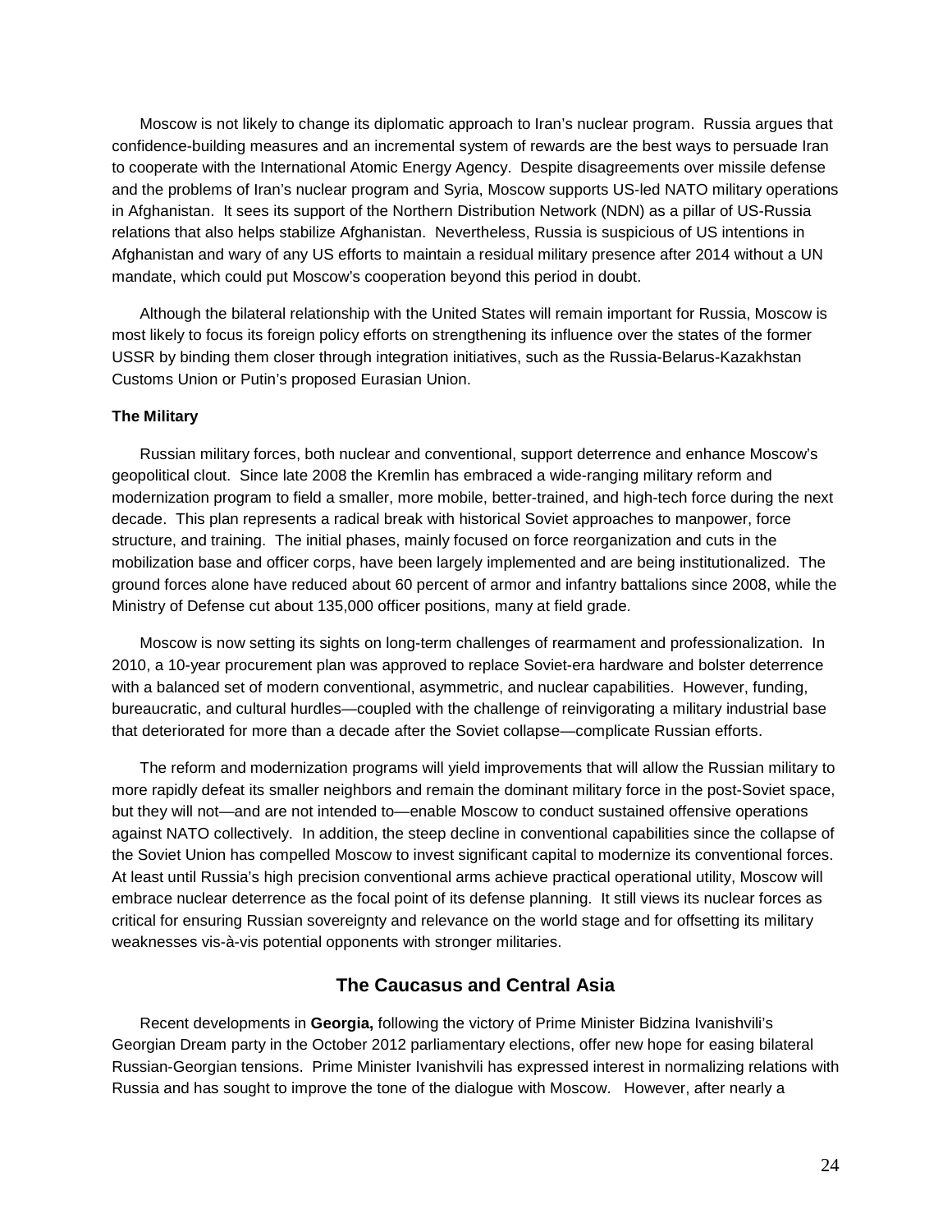Moscow is not likely to change its diplomatic approach to Iran's nuclear program. Russia argues that confidence-building measures and an incremental system of rewards are the best ways to persuade Iran to cooperate with the International Atomic Energy Agency. Despite disagreements over missile defense and the problems of Iran's nuclear program and Syria, Moscow supports US-led NATO military operations in Afghanistan. It sees its support of the Northern Distribution Network (NDN) as a pillar of US-Russia relations that also helps stabilize Afghanistan. Nevertheless, Russia is suspicious of US intentions in Afghanistan and wary of any US efforts to maintain a residual military presence after 2014 without a UN mandate, which could put Moscow's cooperation beyond this period in doubt.

Although the bilateral relationship with the United States will remain important for Russia, Moscow is most likely to focus its foreign policy efforts on strengthening its influence over the states of the former USSR by binding them closer through integration initiatives, such as the Russia-Belarus-Kazakhstan Customs Union or Putin's proposed Eurasian Union.

**The Military**

Russian military forces, both nuclear and conventional, support deterrence and enhance Moscow's geopolitical clout. Since late 2008 the Kremlin has embraced a wide-ranging military reform and modernization program to field a smaller, more mobile, better-trained, and high-tech force during the next decade. This plan represents a radical break with historical Soviet approaches to manpower, force structure, and training. The initial phases, mainly focused on force reorganization and cuts in the mobilization base and officer corps, have been largely implemented and are being institutionalized. The ground forces alone have reduced about 60 percent of armor and infantry battalions since 2008, while the Ministry of Defense cut about 135,000 officer positions, many at field grade.

Moscow is now setting its sights on long-term challenges of rearmament and professionalization. In 2010, a 10-year procurement plan was approved to replace Soviet-era hardware and bolster deterrence with a balanced set of modern conventional, asymmetric, and nuclear capabilities. However, funding, bureaucratic, and cultural hurdles—coupled with the challenge of reinvigorating a military industrial base that deteriorated for more than a decade after the Soviet collapse—complicate Russian efforts.

The reform and modernization programs will yield improvements that will allow the Russian military to more rapidly defeat its smaller neighbors and remain the dominant military force in the post-Soviet space, but they will not—and are not intended to—enable Moscow to conduct sustained offensive operations against NATO collectively. In addition, the steep decline in conventional capabilities since the collapse of the Soviet Union has compelled Moscow to invest significant capital to modernize its conventional forces. At least until Russia's high precision conventional arms achieve practical operational utility, Moscow will embrace nuclear deterrence as the focal point of its defense planning. It still views its nuclear forces as critical for ensuring Russian sovereignty and relevance on the world stage and for offsetting its military weaknesses vis-à-vis potential opponents with stronger militaries.

## The Caucasus and Central Asia

Recent developments in **Georgia,** following the victory of Prime Minister Bidzina Ivanishvili's Georgian Dream party in the October 2012 parliamentary elections, offer new hope for easing bilateral Russian-Georgian tensions. Prime Minister Ivanishvili has expressed interest in normalizing relations with Russia and has sought to improve the tone of the dialogue with Moscow. However, after nearly a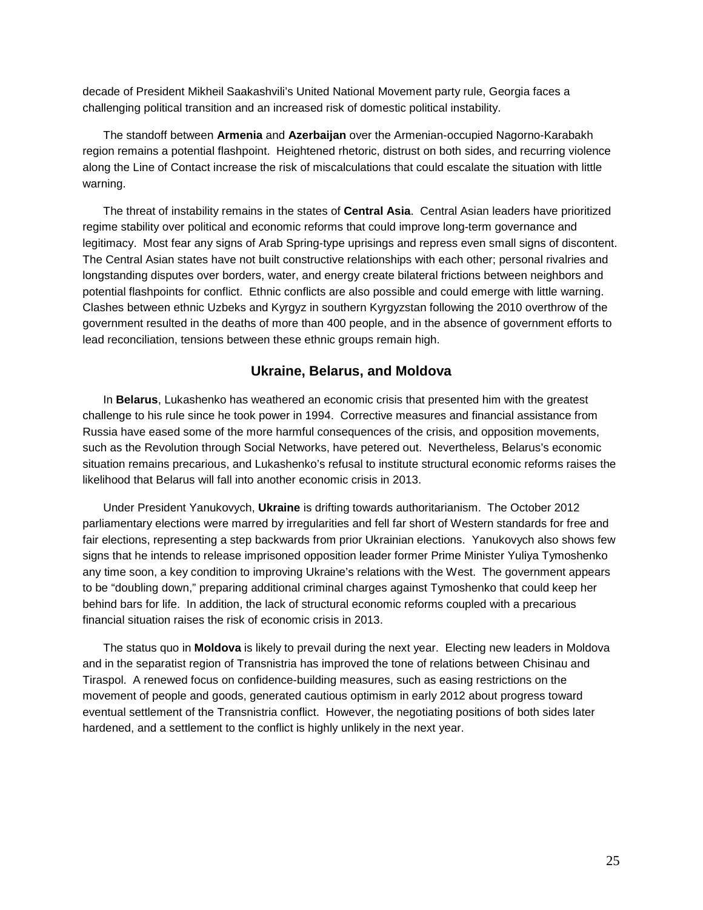decade of President Mikheil Saakashvili's United National Movement party rule, Georgia faces a challenging political transition and an increased risk of domestic political instability.

The standoff between **Armenia** and **Azerbaijan** over the Armenian-occupied Nagorno-Karabakh region remains a potential flashpoint. Heightened rhetoric, distrust on both sides, and recurring violence along the Line of Contact increase the risk of miscalculations that could escalate the situation with little warning.

The threat of instability remains in the states of **Central Asia**. Central Asian leaders have prioritized regime stability over political and economic reforms that could improve long-term governance and legitimacy. Most fear any signs of Arab Spring-type uprisings and repress even small signs of discontent. The Central Asian states have not built constructive relationships with each other; personal rivalries and longstanding disputes over borders, water, and energy create bilateral frictions between neighbors and potential flashpoints for conflict. Ethnic conflicts are also possible and could emerge with little warning. Clashes between ethnic Uzbeks and Kyrgyz in southern Kyrgyzstan following the 2010 overthrow of the government resulted in the deaths of more than 400 people, and in the absence of government efforts to lead reconciliation, tensions between these ethnic groups remain high.

## Ukraine, Belarus, and Moldova

In **Belarus**, Lukashenko has weathered an economic crisis that presented him with the greatest challenge to his rule since he took power in 1994. Corrective measures and financial assistance from Russia have eased some of the more harmful consequences of the crisis, and opposition movements, such as the Revolution through Social Networks, have petered out. Nevertheless, Belarus's economic situation remains precarious, and Lukashenko's refusal to institute structural economic reforms raises the likelihood that Belarus will fall into another economic crisis in 2013.

Under President Yanukovych, **Ukraine** is drifting towards authoritarianism. The October 2012 parliamentary elections were marred by irregularities and fell far short of Western standards for free and fair elections, representing a step backwards from prior Ukrainian elections. Yanukovych also shows few signs that he intends to release imprisoned opposition leader former Prime Minister Yuliya Tymoshenko any time soon, a key condition to improving Ukraine's relations with the West. The government appears to be "doubling down," preparing additional criminal charges against Tymoshenko that could keep her behind bars for life. In addition, the lack of structural economic reforms coupled with a precarious financial situation raises the risk of economic crisis in 2013.

The status quo in **Moldova** is likely to prevail during the next year. Electing new leaders in Moldova and in the separatist region of Transnistria has improved the tone of relations between Chisinau and Tiraspol. A renewed focus on confidence-building measures, such as easing restrictions on the movement of people and goods, generated cautious optimism in early 2012 about progress toward eventual settlement of the Transnistria conflict. However, the negotiating positions of both sides later hardened, and a settlement to the conflict is highly unlikely in the next year.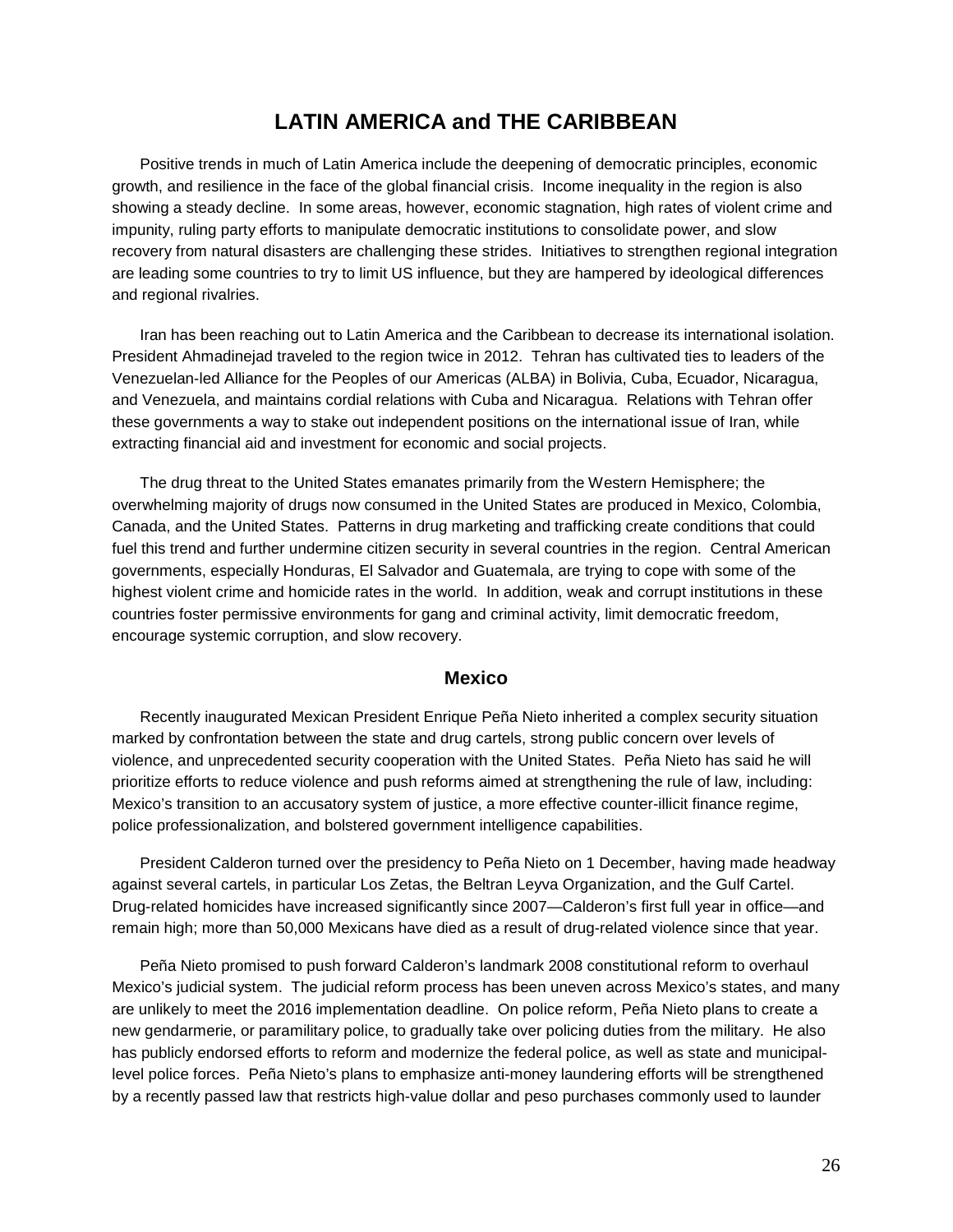## LATIN AMERICA and THE CARIBBEAN

Positive trends in much of Latin America include the deepening of democratic principles, economic growth, and resilience in the face of the global financial crisis. Income inequality in the region is also showing a steady decline. In some areas, however, economic stagnation, high rates of violent crime and impunity, ruling party efforts to manipulate democratic institutions to consolidate power, and slow recovery from natural disasters are challenging these strides. Initiatives to strengthen regional integration are leading some countries to try to limit US influence, but they are hampered by ideological differences and regional rivalries.

Iran has been reaching out to Latin America and the Caribbean to decrease its international isolation. President Ahmadinejad traveled to the region twice in 2012. Tehran has cultivated ties to leaders of the Venezuelan-led Alliance for the Peoples of our Americas (ALBA) in Bolivia, Cuba, Ecuador, Nicaragua, and Venezuela, and maintains cordial relations with Cuba and Nicaragua. Relations with Tehran offer these governments a way to stake out independent positions on the international issue of Iran, while extracting financial aid and investment for economic and social projects.

The drug threat to the United States emanates primarily from the Western Hemisphere; the overwhelming majority of drugs now consumed in the United States are produced in Mexico, Colombia, Canada, and the United States. Patterns in drug marketing and trafficking create conditions that could fuel this trend and further undermine citizen security in several countries in the region. Central American governments, especially Honduras, El Salvador and Guatemala, are trying to cope with some of the highest violent crime and homicide rates in the world. In addition, weak and corrupt institutions in these countries foster permissive environments for gang and criminal activity, limit democratic freedom, encourage systemic corruption, and slow recovery.

### Mexico

Recently inaugurated Mexican President Enrique Peña Nieto inherited a complex security situation marked by confrontation between the state and drug cartels, strong public concern over levels of violence, and unprecedented security cooperation with the United States. Peña Nieto has said he will prioritize efforts to reduce violence and push reforms aimed at strengthening the rule of law, including: Mexico's transition to an accusatory system of justice, a more effective counter-illicit finance regime, police professionalization, and bolstered government intelligence capabilities.

President Calderon turned over the presidency to Peña Nieto on 1 December, having made headway against several cartels, in particular Los Zetas, the Beltran Leyva Organization, and the Gulf Cartel. Drug-related homicides have increased significantly since 2007—Calderon's first full year in office—and remain high; more than 50,000 Mexicans have died as a result of drug-related violence since that year.

Peña Nieto promised to push forward Calderon's landmark 2008 constitutional reform to overhaul Mexico's judicial system. The judicial reform process has been uneven across Mexico's states, and many are unlikely to meet the 2016 implementation deadline. On police reform, Peña Nieto plans to create a new gendarmerie, or paramilitary police, to gradually take over policing duties from the military. He also has publicly endorsed efforts to reform and modernize the federal police, as well as state and municipal-level police forces. Peña Nieto's plans to emphasize anti-money laundering efforts will be strengthened by a recently passed law that restricts high-value dollar and peso purchases commonly used to launder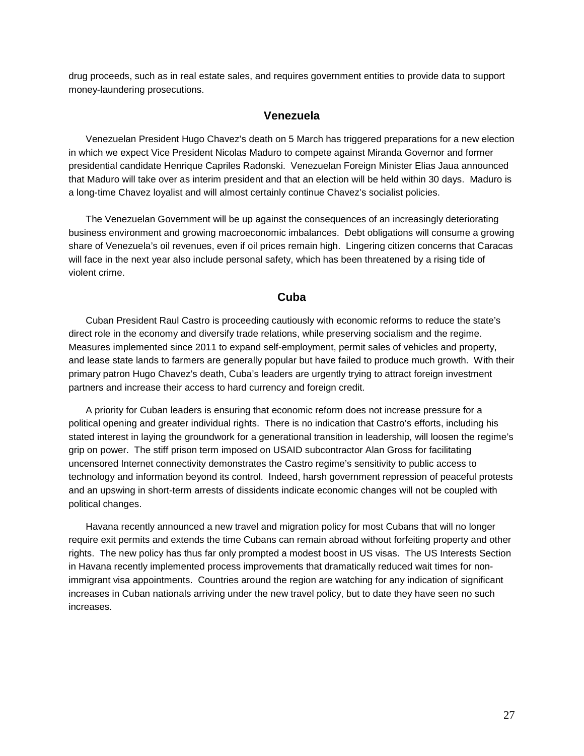drug proceeds, such as in real estate sales, and requires government entities to provide data to support money-laundering prosecutions.

## Venezuela

Venezuelan President Hugo Chavez's death on 5 March has triggered preparations for a new election in which we expect Vice President Nicolas Maduro to compete against Miranda Governor and former presidential candidate Henrique Capriles Radonski. Venezuelan Foreign Minister Elias Jaua announced that Maduro will take over as interim president and that an election will be held within 30 days. Maduro is a long-time Chavez loyalist and will almost certainly continue Chavez's socialist policies.

The Venezuelan Government will be up against the consequences of an increasingly deteriorating business environment and growing macroeconomic imbalances. Debt obligations will consume a growing share of Venezuela's oil revenues, even if oil prices remain high. Lingering citizen concerns that Caracas will face in the next year also include personal safety, which has been threatened by a rising tide of violent crime.

## Cuba

Cuban President Raul Castro is proceeding cautiously with economic reforms to reduce the state's direct role in the economy and diversify trade relations, while preserving socialism and the regime. Measures implemented since 2011 to expand self-employment, permit sales of vehicles and property, and lease state lands to farmers are generally popular but have failed to produce much growth. With their primary patron Hugo Chavez's death, Cuba's leaders are urgently trying to attract foreign investment partners and increase their access to hard currency and foreign credit.

A priority for Cuban leaders is ensuring that economic reform does not increase pressure for a political opening and greater individual rights. There is no indication that Castro's efforts, including his stated interest in laying the groundwork for a generational transition in leadership, will loosen the regime's grip on power. The stiff prison term imposed on USAID subcontractor Alan Gross for facilitating uncensored Internet connectivity demonstrates the Castro regime's sensitivity to public access to technology and information beyond its control. Indeed, harsh government repression of peaceful protests and an upswing in short-term arrests of dissidents indicate economic changes will not be coupled with political changes.

Havana recently announced a new travel and migration policy for most Cubans that will no longer require exit permits and extends the time Cubans can remain abroad without forfeiting property and other rights. The new policy has thus far only prompted a modest boost in US visas. The US Interests Section in Havana recently implemented process improvements that dramatically reduced wait times for non-immigrant visa appointments. Countries around the region are watching for any indication of significant increases in Cuban nationals arriving under the new travel policy, but to date they have seen no such increases.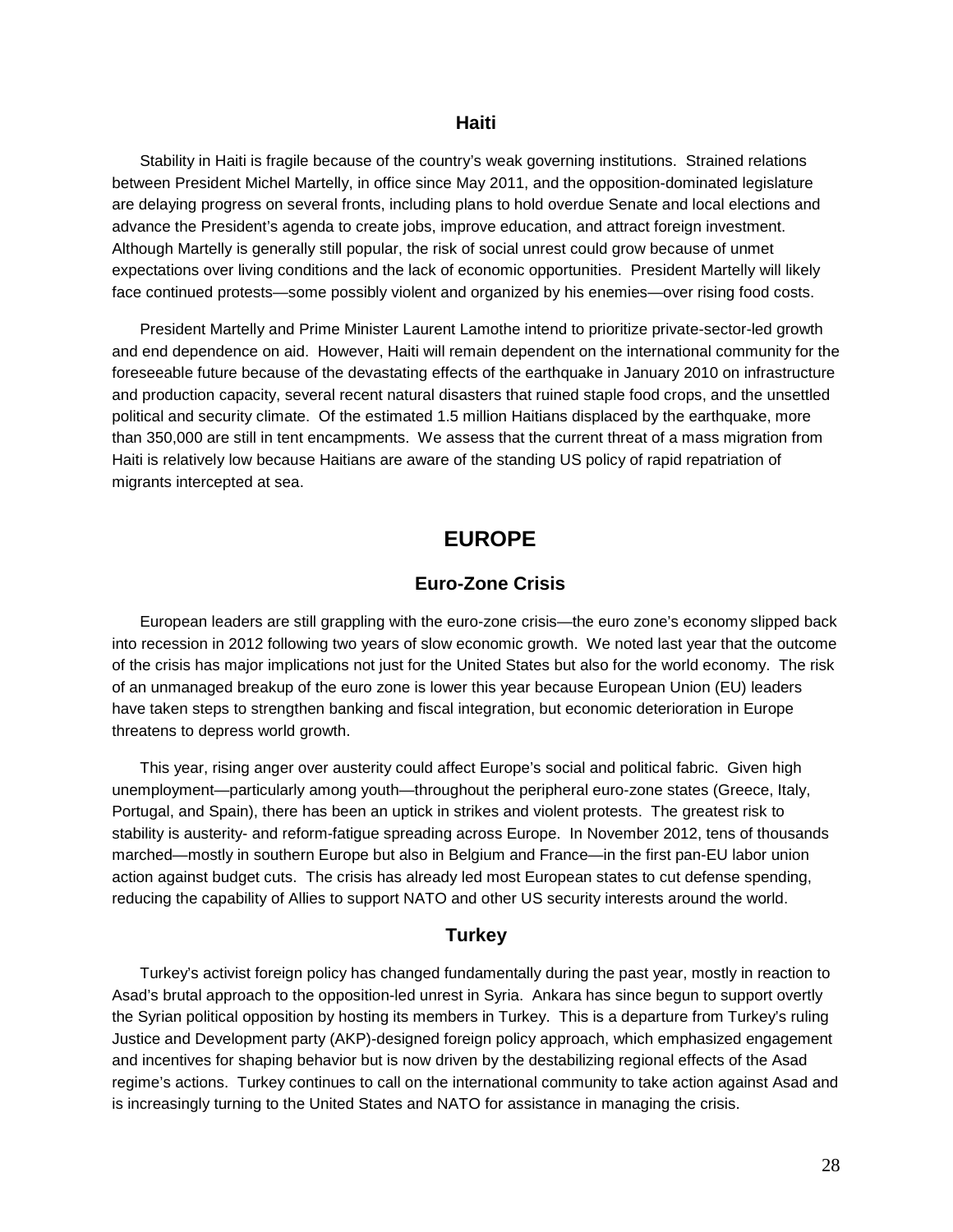### Haiti

Stability in Haiti is fragile because of the country's weak governing institutions. Strained relations between President Michel Martelly, in office since May 2011, and the opposition-dominated legislature are delaying progress on several fronts, including plans to hold overdue Senate and local elections and advance the President's agenda to create jobs, improve education, and attract foreign investment. Although Martelly is generally still popular, the risk of social unrest could grow because of unmet expectations over living conditions and the lack of economic opportunities. President Martelly will likely face continued protests—some possibly violent and organized by his enemies—over rising food costs.

President Martelly and Prime Minister Laurent Lamothe intend to prioritize private-sector-led growth and end dependence on aid. However, Haiti will remain dependent on the international community for the foreseeable future because of the devastating effects of the earthquake in January 2010 on infrastructure and production capacity, several recent natural disasters that ruined staple food crops, and the unsettled political and security climate. Of the estimated 1.5 million Haitians displaced by the earthquake, more than 350,000 are still in tent encampments. We assess that the current threat of a mass migration from Haiti is relatively low because Haitians are aware of the standing US policy of rapid repatriation of migrants intercepted at sea.

## EUROPE

### Euro-Zone Crisis

European leaders are still grappling with the euro-zone crisis—the euro zone's economy slipped back into recession in 2012 following two years of slow economic growth. We noted last year that the outcome of the crisis has major implications not just for the United States but also for the world economy. The risk of an unmanaged breakup of the euro zone is lower this year because European Union (EU) leaders have taken steps to strengthen banking and fiscal integration, but economic deterioration in Europe threatens to depress world growth.

This year, rising anger over austerity could affect Europe's social and political fabric. Given high unemployment—particularly among youth—throughout the peripheral euro-zone states (Greece, Italy, Portugal, and Spain), there has been an uptick in strikes and violent protests. The greatest risk to stability is austerity- and reform-fatigue spreading across Europe. In November 2012, tens of thousands marched—mostly in southern Europe but also in Belgium and France—in the first pan-EU labor union action against budget cuts. The crisis has already led most European states to cut defense spending, reducing the capability of Allies to support NATO and other US security interests around the world.

### Turkey

Turkey's activist foreign policy has changed fundamentally during the past year, mostly in reaction to Asad's brutal approach to the opposition-led unrest in Syria. Ankara has since begun to support overtly the Syrian political opposition by hosting its members in Turkey. This is a departure from Turkey's ruling Justice and Development party (AKP)-designed foreign policy approach, which emphasized engagement and incentives for shaping behavior but is now driven by the destabilizing regional effects of the Asad regime's actions. Turkey continues to call on the international community to take action against Asad and is increasingly turning to the United States and NATO for assistance in managing the crisis.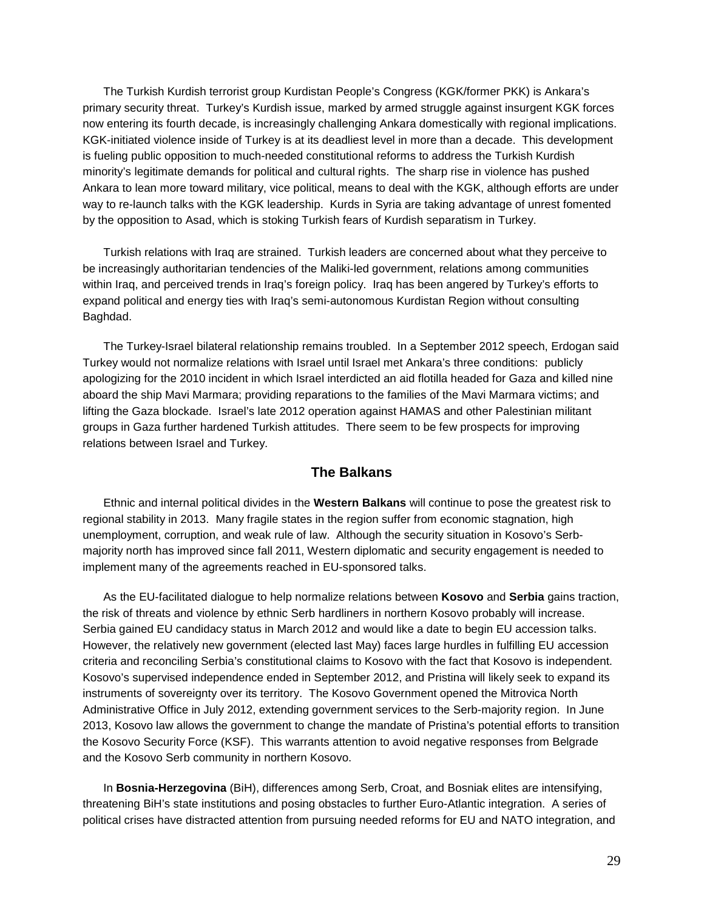The Turkish Kurdish terrorist group Kurdistan People's Congress (KGK/former PKK) is Ankara's primary security threat. Turkey's Kurdish issue, marked by armed struggle against insurgent KGK forces now entering its fourth decade, is increasingly challenging Ankara domestically with regional implications. KGK-initiated violence inside of Turkey is at its deadliest level in more than a decade. This development is fueling public opposition to much-needed constitutional reforms to address the Turkish Kurdish minority's legitimate demands for political and cultural rights. The sharp rise in violence has pushed Ankara to lean more toward military, vice political, means to deal with the KGK, although efforts are under way to re-launch talks with the KGK leadership. Kurds in Syria are taking advantage of unrest fomented by the opposition to Asad, which is stoking Turkish fears of Kurdish separatism in Turkey.

Turkish relations with Iraq are strained. Turkish leaders are concerned about what they perceive to be increasingly authoritarian tendencies of the Maliki-led government, relations among communities within Iraq, and perceived trends in Iraq's foreign policy. Iraq has been angered by Turkey's efforts to expand political and energy ties with Iraq's semi-autonomous Kurdistan Region without consulting Baghdad.

The Turkey-Israel bilateral relationship remains troubled. In a September 2012 speech, Erdogan said Turkey would not normalize relations with Israel until Israel met Ankara's three conditions: publicly apologizing for the 2010 incident in which Israel interdicted an aid flotilla headed for Gaza and killed nine aboard the ship Mavi Marmara; providing reparations to the families of the Mavi Marmara victims; and lifting the Gaza blockade. Israel's late 2012 operation against HAMAS and other Palestinian militant groups in Gaza further hardened Turkish attitudes. There seem to be few prospects for improving relations between Israel and Turkey.

## The Balkans

Ethnic and internal political divides in the **Western Balkans** will continue to pose the greatest risk to regional stability in 2013. Many fragile states in the region suffer from economic stagnation, high unemployment, corruption, and weak rule of law. Although the security situation in Kosovo's Serb-majority north has improved since fall 2011, Western diplomatic and security engagement is needed to implement many of the agreements reached in EU-sponsored talks.

As the EU-facilitated dialogue to help normalize relations between **Kosovo** and **Serbia** gains traction, the risk of threats and violence by ethnic Serb hardliners in northern Kosovo probably will increase. Serbia gained EU candidacy status in March 2012 and would like a date to begin EU accession talks. However, the relatively new government (elected last May) faces large hurdles in fulfilling EU accession criteria and reconciling Serbia's constitutional claims to Kosovo with the fact that Kosovo is independent. Kosovo's supervised independence ended in September 2012, and Pristina will likely seek to expand its instruments of sovereignty over its territory. The Kosovo Government opened the Mitrovica North Administrative Office in July 2012, extending government services to the Serb-majority region. In June 2013, Kosovo law allows the government to change the mandate of Pristina's potential efforts to transition the Kosovo Security Force (KSF). This warrants attention to avoid negative responses from Belgrade and the Kosovo Serb community in northern Kosovo.

In **Bosnia-Herzegovina** (BiH), differences among Serb, Croat, and Bosniak elites are intensifying, threatening BiH's state institutions and posing obstacles to further Euro-Atlantic integration. A series of political crises have distracted attention from pursuing needed reforms for EU and NATO integration, and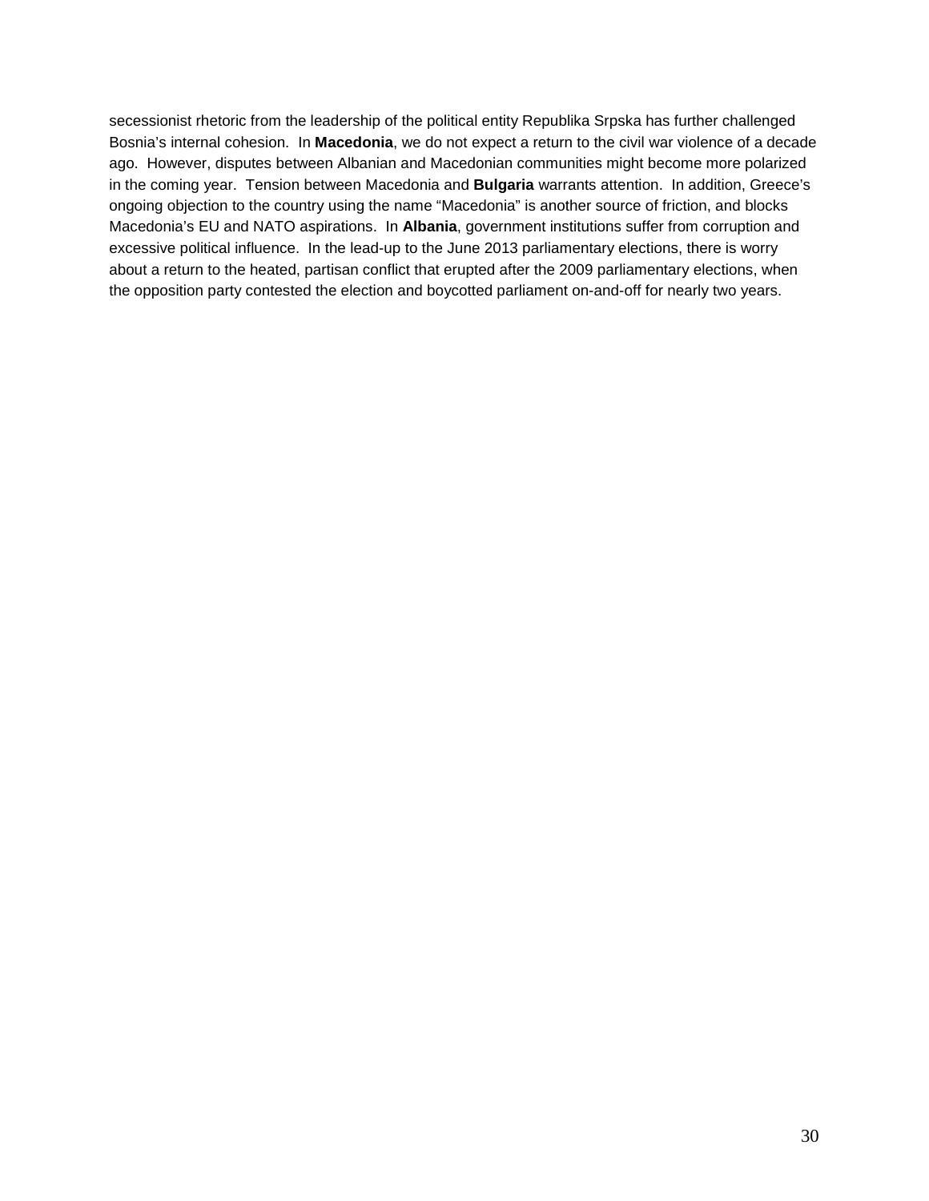secessionist rhetoric from the leadership of the political entity Republika Srpska has further challenged Bosnia's internal cohesion. In **Macedonia**, we do not expect a return to the civil war violence of a decade ago. However, disputes between Albanian and Macedonian communities might become more polarized in the coming year. Tension between Macedonia and **Bulgaria** warrants attention. In addition, Greece's ongoing objection to the country using the name "Macedonia" is another source of friction, and blocks Macedonia's EU and NATO aspirations. In **Albania**, government institutions suffer from corruption and excessive political influence. In the lead-up to the June 2013 parliamentary elections, there is worry about a return to the heated, partisan conflict that erupted after the 2009 parliamentary elections, when the opposition party contested the election and boycotted parliament on-and-off for nearly two years.